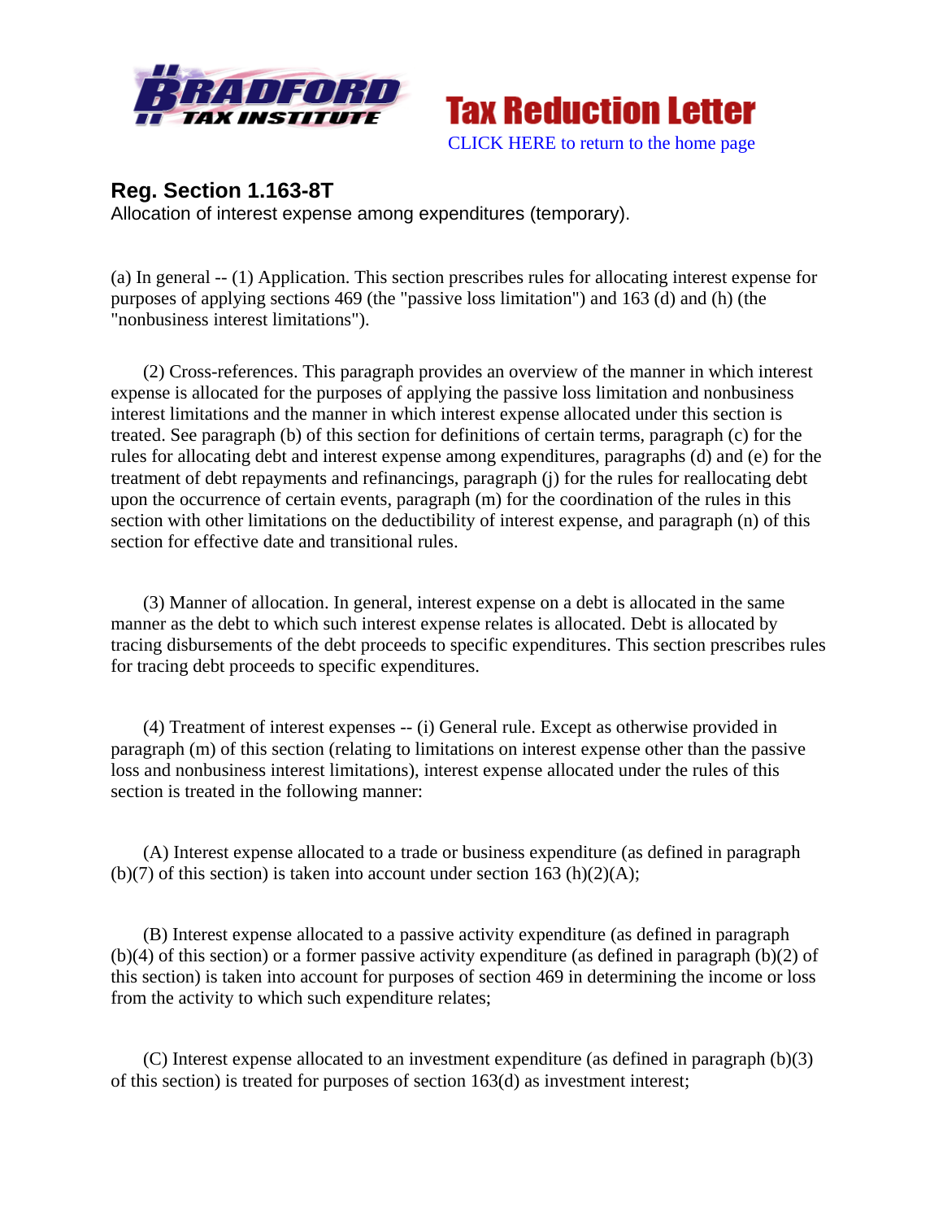Tax Reduction Letter

CLICK HERE to return to the home page

## Reg. Section 1.163-8T

Allocation of interest expense among expenditures (temporary).

(a) In general -- (1) Application. This section prescribes rules for allocating interest expense for purposes of applying sections 469 (the "passive loss limitation") and 163 (d) and (h) (the "nonbusiness interest limitations").

(2) Cross-references. This paragraph provides an overview of the manner in which interest expense is allocated for the purposes of applying the passive loss limitation and nonbusiness interest limitations and the manner in which interest expense allocated under this section is treated. See paragraph (b) of this section for definitions of certain terms, paragraph (c) for the rules for allocating debt and interest expense among expenditures, paragraphs (d) and (e) for the treatment of debt repayments and refinancings, paragraph (j) for the rules for reallocating debt upon the occurrence of certain events, paragraph (m) for the coordination of the rules in this section with other limitations on the deductibility of interest expense, and paragraph (n) of this section for effective date and transitional rules.

(3) Manner of allocation. In general, interest expense on a debt is allocated in the same manner as the debt to which such interest expense relates is allocated. Debt is allocated by tracing disbursements of the debt proceeds to specific expenditures. This section prescribes rules for tracing debt proceeds to specific expenditures.

(4) Treatment of interest expenses -- (i) General rule. Except as otherwise provided in paragraph (m) of this section (relating to limitations on interest expense other than the passive loss and nonbusiness interest limitations), interest expense allocated under the rules of this section is treated in the following manner:

(A) Interest expense allocated to a trade or business expenditure (as defined in paragraph (b)(7) of this section) is taken into account under section 163 (h)(2)(A);

(B) Interest expense allocated to a passive activity expenditure (as defined in paragraph (b)(4) of this section) or a former passive activity expenditure (as defined in paragraph (b)(2) of this section) is taken into account for purposes of section 469 in determining the income or loss from the activity to which such expenditure relates;

(C) Interest expense allocated to an investment expenditure (as defined in paragraph (b)(3) of this section) is treated for purposes of section 163(d) as investment interest;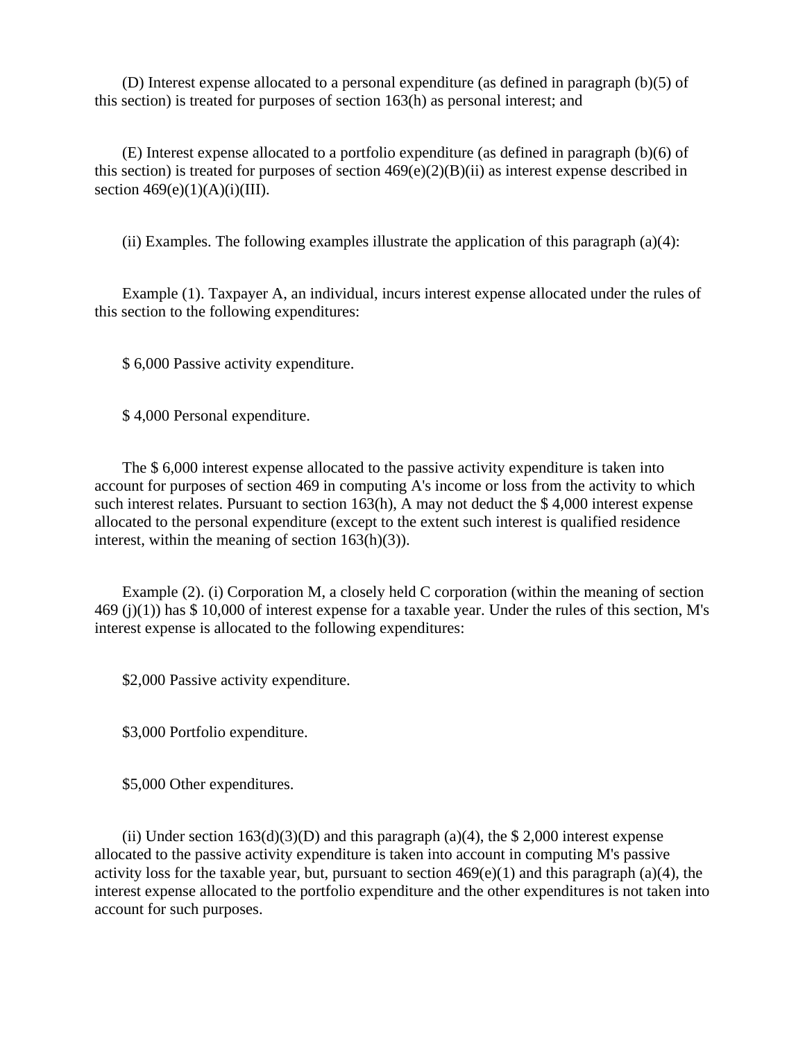(D) Interest expense allocated to a personal expenditure (as defined in paragraph (b)(5) of this section) is treated for purposes of section 163(h) as personal interest; and

(E) Interest expense allocated to a portfolio expenditure (as defined in paragraph (b)(6) of this section) is treated for purposes of section 469(e)(2)(B)(ii) as interest expense described in section 469(e)(1)(A)(i)(III).

(ii) Examples. The following examples illustrate the application of this paragraph (a)(4):

Example (1). Taxpayer A, an individual, incurs interest expense allocated under the rules of this section to the following expenditures:

$ 6,000 Passive activity expenditure.

$ 4,000 Personal expenditure.

The $ 6,000 interest expense allocated to the passive activity expenditure is taken into account for purposes of section 469 in computing A's income or loss from the activity to which such interest relates. Pursuant to section 163(h), A may not deduct the $ 4,000 interest expense allocated to the personal expenditure (except to the extent such interest is qualified residence interest, within the meaning of section 163(h)(3)).

Example (2). (i) Corporation M, a closely held C corporation (within the meaning of section 469 (j)(1)) has $ 10,000 of interest expense for a taxable year. Under the rules of this section, M's interest expense is allocated to the following expenditures:

$2,000 Passive activity expenditure.

$3,000 Portfolio expenditure.

$5,000 Other expenditures.

(ii) Under section 163(d)(3)(D) and this paragraph (a)(4), the $ 2,000 interest expense allocated to the passive activity expenditure is taken into account in computing M's passive activity loss for the taxable year, but, pursuant to section 469(e)(1) and this paragraph (a)(4), the interest expense allocated to the portfolio expenditure and the other expenditures is not taken into account for such purposes.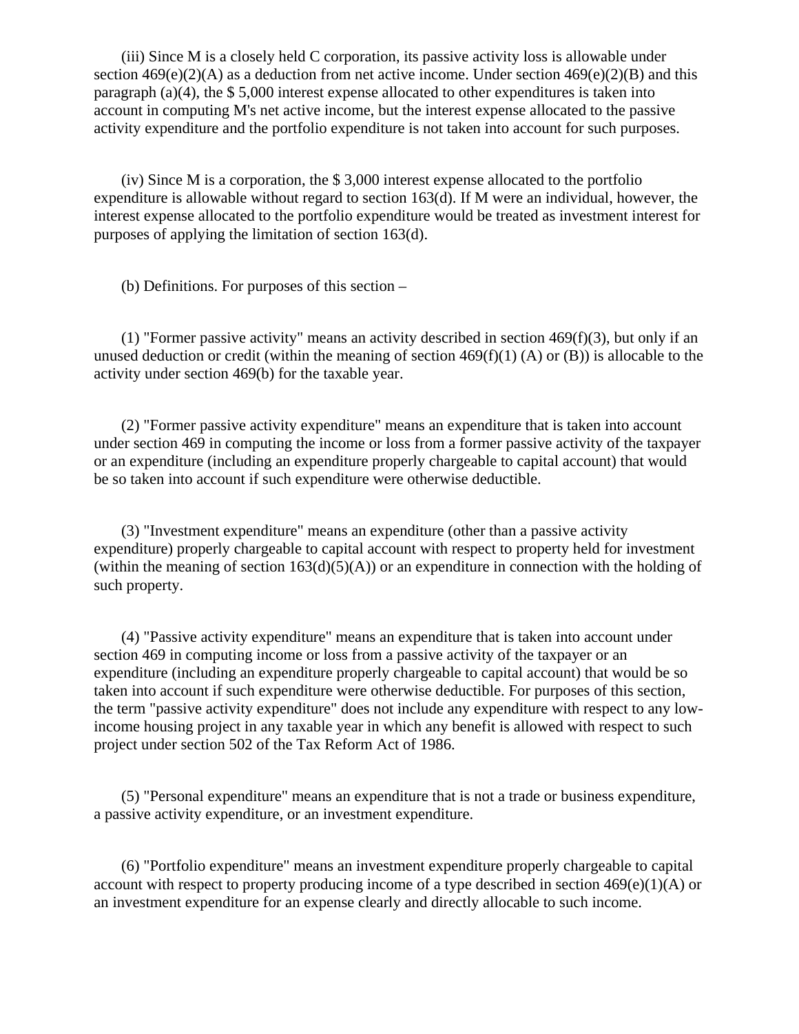(iii) Since M is a closely held C corporation, its passive activity loss is allowable under section 469(e)(2)(A) as a deduction from net active income. Under section 469(e)(2)(B) and this paragraph (a)(4), the $ 5,000 interest expense allocated to other expenditures is taken into account in computing M's net active income, but the interest expense allocated to the passive activity expenditure and the portfolio expenditure is not taken into account for such purposes.

(iv) Since M is a corporation, the $ 3,000 interest expense allocated to the portfolio expenditure is allowable without regard to section 163(d). If M were an individual, however, the interest expense allocated to the portfolio expenditure would be treated as investment interest for purposes of applying the limitation of section 163(d).

(b) Definitions. For purposes of this section –

(1) "Former passive activity" means an activity described in section 469(f)(3), but only if an unused deduction or credit (within the meaning of section 469(f)(1) (A) or (B)) is allocable to the activity under section 469(b) for the taxable year.

(2) "Former passive activity expenditure" means an expenditure that is taken into account under section 469 in computing the income or loss from a former passive activity of the taxpayer or an expenditure (including an expenditure properly chargeable to capital account) that would be so taken into account if such expenditure were otherwise deductible.

(3) "Investment expenditure" means an expenditure (other than a passive activity expenditure) properly chargeable to capital account with respect to property held for investment (within the meaning of section 163(d)(5)(A)) or an expenditure in connection with the holding of such property.

(4) "Passive activity expenditure" means an expenditure that is taken into account under section 469 in computing income or loss from a passive activity of the taxpayer or an expenditure (including an expenditure properly chargeable to capital account) that would be so taken into account if such expenditure were otherwise deductible. For purposes of this section, the term "passive activity expenditure" does not include any expenditure with respect to any low-income housing project in any taxable year in which any benefit is allowed with respect to such project under section 502 of the Tax Reform Act of 1986.

(5) "Personal expenditure" means an expenditure that is not a trade or business expenditure, a passive activity expenditure, or an investment expenditure.

(6) "Portfolio expenditure" means an investment expenditure properly chargeable to capital account with respect to property producing income of a type described in section 469(e)(1)(A) or an investment expenditure for an expense clearly and directly allocable to such income.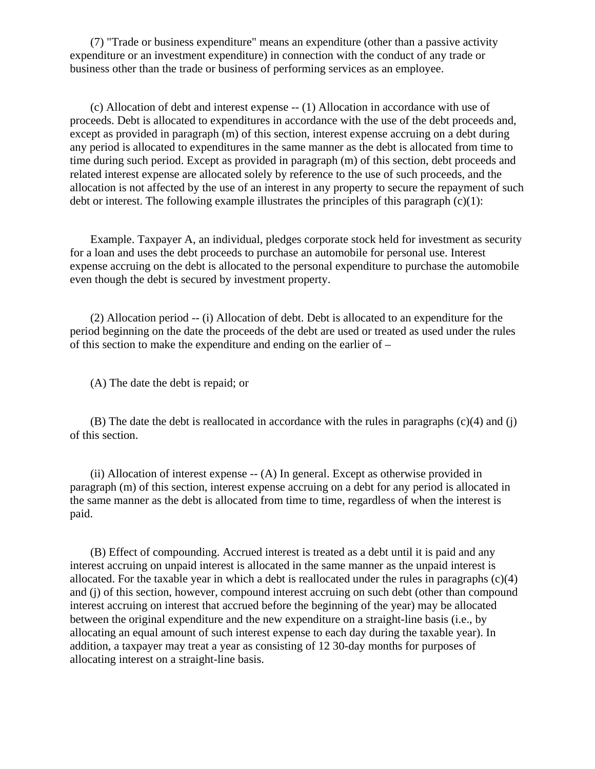(7) "Trade or business expenditure" means an expenditure (other than a passive activity expenditure or an investment expenditure) in connection with the conduct of any trade or business other than the trade or business of performing services as an employee.

(c) Allocation of debt and interest expense -- (1) Allocation in accordance with use of proceeds. Debt is allocated to expenditures in accordance with the use of the debt proceeds and, except as provided in paragraph (m) of this section, interest expense accruing on a debt during any period is allocated to expenditures in the same manner as the debt is allocated from time to time during such period. Except as provided in paragraph (m) of this section, debt proceeds and related interest expense are allocated solely by reference to the use of such proceeds, and the allocation is not affected by the use of an interest in any property to secure the repayment of such debt or interest. The following example illustrates the principles of this paragraph (c)(1):

Example. Taxpayer A, an individual, pledges corporate stock held for investment as security for a loan and uses the debt proceeds to purchase an automobile for personal use. Interest expense accruing on the debt is allocated to the personal expenditure to purchase the automobile even though the debt is secured by investment property.

(2) Allocation period -- (i) Allocation of debt. Debt is allocated to an expenditure for the period beginning on the date the proceeds of the debt are used or treated as used under the rules of this section to make the expenditure and ending on the earlier of –

(A) The date the debt is repaid; or

(B) The date the debt is reallocated in accordance with the rules in paragraphs (c)(4) and (j) of this section.

(ii) Allocation of interest expense -- (A) In general. Except as otherwise provided in paragraph (m) of this section, interest expense accruing on a debt for any period is allocated in the same manner as the debt is allocated from time to time, regardless of when the interest is paid.

(B) Effect of compounding. Accrued interest is treated as a debt until it is paid and any interest accruing on unpaid interest is allocated in the same manner as the unpaid interest is allocated. For the taxable year in which a debt is reallocated under the rules in paragraphs (c)(4) and (j) of this section, however, compound interest accruing on such debt (other than compound interest accruing on interest that accrued before the beginning of the year) may be allocated between the original expenditure and the new expenditure on a straight-line basis (i.e., by allocating an equal amount of such interest expense to each day during the taxable year). In addition, a taxpayer may treat a year as consisting of 12 30-day months for purposes of allocating interest on a straight-line basis.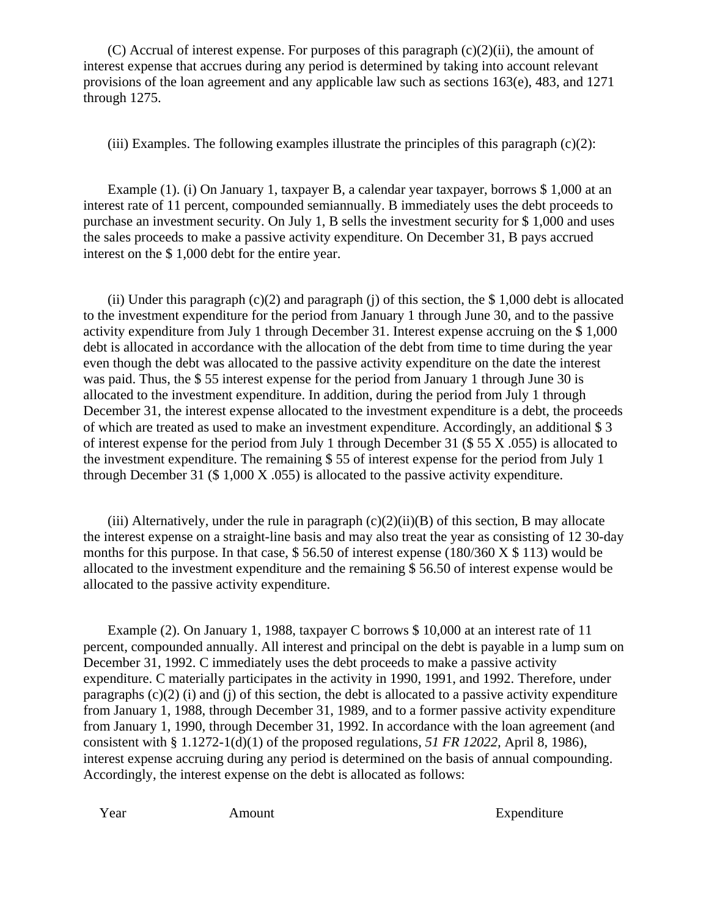(C) Accrual of interest expense. For purposes of this paragraph (c)(2)(ii), the amount of interest expense that accrues during any period is determined by taking into account relevant provisions of the loan agreement and any applicable law such as sections 163(e), 483, and 1271 through 1275.

(iii) Examples. The following examples illustrate the principles of this paragraph (c)(2):

Example (1). (i) On January 1, taxpayer B, a calendar year taxpayer, borrows $ 1,000 at an interest rate of 11 percent, compounded semiannually. B immediately uses the debt proceeds to purchase an investment security. On July 1, B sells the investment security for $ 1,000 and uses the sales proceeds to make a passive activity expenditure. On December 31, B pays accrued interest on the $ 1,000 debt for the entire year.

(ii) Under this paragraph (c)(2) and paragraph (j) of this section, the $ 1,000 debt is allocated to the investment expenditure for the period from January 1 through June 30, and to the passive activity expenditure from July 1 through December 31. Interest expense accruing on the $ 1,000 debt is allocated in accordance with the allocation of the debt from time to time during the year even though the debt was allocated to the passive activity expenditure on the date the interest was paid. Thus, the $ 55 interest expense for the period from January 1 through June 30 is allocated to the investment expenditure. In addition, during the period from July 1 through December 31, the interest expense allocated to the investment expenditure is a debt, the proceeds of which are treated as used to make an investment expenditure. Accordingly, an additional $ 3 of interest expense for the period from July 1 through December 31 ($ 55 X .055) is allocated to the investment expenditure. The remaining $ 55 of interest expense for the period from July 1 through December 31 ($ 1,000 X .055) is allocated to the passive activity expenditure.

(iii) Alternatively, under the rule in paragraph (c)(2)(ii)(B) of this section, B may allocate the interest expense on a straight-line basis and may also treat the year as consisting of 12 30-day months for this purpose. In that case, $ 56.50 of interest expense (180/360 X $ 113) would be allocated to the investment expenditure and the remaining $ 56.50 of interest expense would be allocated to the passive activity expenditure.

Example (2). On January 1, 1988, taxpayer C borrows $ 10,000 at an interest rate of 11 percent, compounded annually. All interest and principal on the debt is payable in a lump sum on December 31, 1992. C immediately uses the debt proceeds to make a passive activity expenditure. C materially participates in the activity in 1990, 1991, and 1992. Therefore, under paragraphs (c)(2) (i) and (j) of this section, the debt is allocated to a passive activity expenditure from January 1, 1988, through December 31, 1989, and to a former passive activity expenditure from January 1, 1990, through December 31, 1992. In accordance with the loan agreement (and consistent with § 1.1272-1(d)(1) of the proposed regulations, *51 FR 12022,* April 8, 1986), interest expense accruing during any period is determined on the basis of annual compounding. Accordingly, the interest expense on the debt is allocated as follows:

| Year | Amount | Expenditure |
|---|---|---|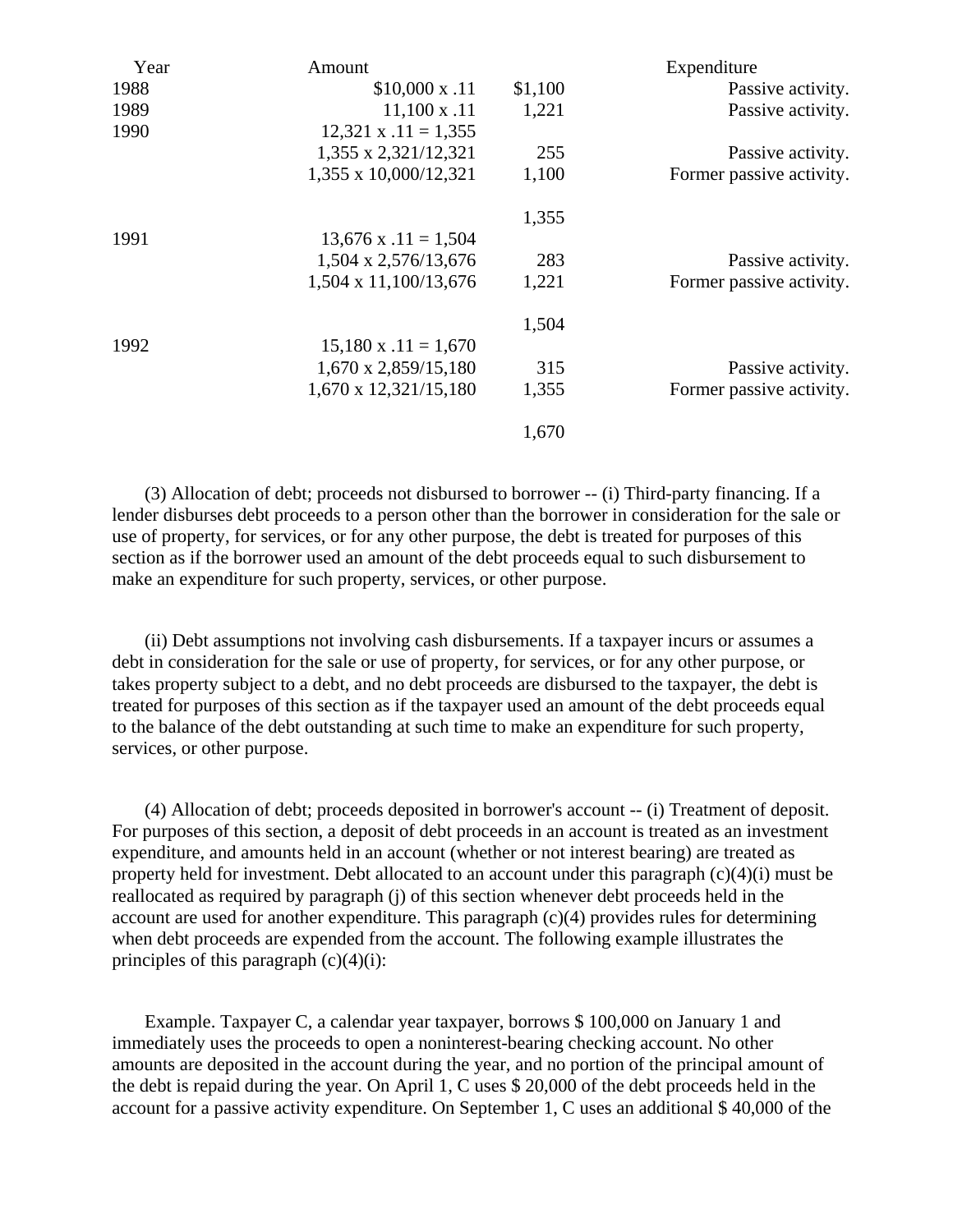| Year | Amount | | Expenditure |
|---|---|---|---|
| 1988 | $10,000 x .11 | $1,100 | Passive activity. |
| 1989 | 11,100 x .11 | 1,221 | Passive activity. |
| 1990 | 12,321 x .11 = 1,355 | | |
| | 1,355 x 2,321/12,321 | 255 | Passive activity. |
| | 1,355 x 10,000/12,321 | 1,100 | Former passive activity. |
| | | 1,355 | |
| 1991 | 13,676 x .11 = 1,504 | | |
| | 1,504 x 2,576/13,676 | 283 | Passive activity. |
| | 1,504 x 11,100/13,676 | 1,221 | Former passive activity. |
| | | 1,504 | |
| 1992 | 15,180 x .11 = 1,670 | | |
| | 1,670 x 2,859/15,180 | 315 | Passive activity. |
| | 1,670 x 12,321/15,180 | 1,355 | Former passive activity. |
| | | 1,670 | |

(3) Allocation of debt; proceeds not disbursed to borrower -- (i) Third-party financing. If a lender disburses debt proceeds to a person other than the borrower in consideration for the sale or use of property, for services, or for any other purpose, the debt is treated for purposes of this section as if the borrower used an amount of the debt proceeds equal to such disbursement to make an expenditure for such property, services, or other purpose.

(ii) Debt assumptions not involving cash disbursements. If a taxpayer incurs or assumes a debt in consideration for the sale or use of property, for services, or for any other purpose, or takes property subject to a debt, and no debt proceeds are disbursed to the taxpayer, the debt is treated for purposes of this section as if the taxpayer used an amount of the debt proceeds equal to the balance of the debt outstanding at such time to make an expenditure for such property, services, or other purpose.

(4) Allocation of debt; proceeds deposited in borrower's account -- (i) Treatment of deposit. For purposes of this section, a deposit of debt proceeds in an account is treated as an investment expenditure, and amounts held in an account (whether or not interest bearing) are treated as property held for investment. Debt allocated to an account under this paragraph (c)(4)(i) must be reallocated as required by paragraph (j) of this section whenever debt proceeds held in the account are used for another expenditure. This paragraph (c)(4) provides rules for determining when debt proceeds are expended from the account. The following example illustrates the principles of this paragraph (c)(4)(i):

Example. Taxpayer C, a calendar year taxpayer, borrows $ 100,000 on January 1 and immediately uses the proceeds to open a noninterest-bearing checking account. No other amounts are deposited in the account during the year, and no portion of the principal amount of the debt is repaid during the year. On April 1, C uses $ 20,000 of the debt proceeds held in the account for a passive activity expenditure. On September 1, C uses an additional $ 40,000 of the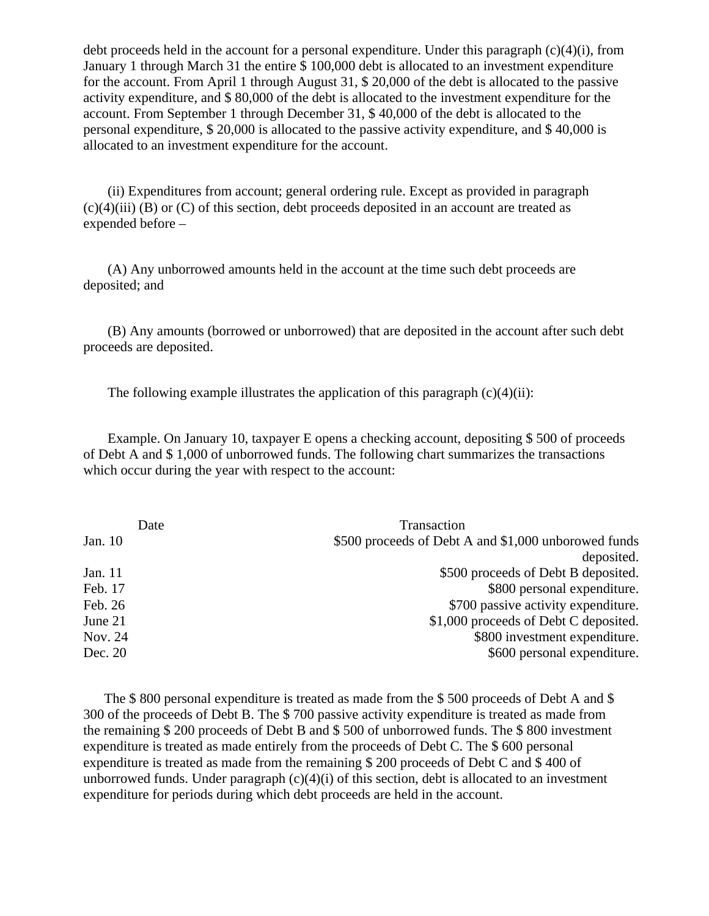debt proceeds held in the account for a personal expenditure. Under this paragraph (c)(4)(i), from January 1 through March 31 the entire $ 100,000 debt is allocated to an investment expenditure for the account. From April 1 through August 31, $ 20,000 of the debt is allocated to the passive activity expenditure, and $ 80,000 of the debt is allocated to the investment expenditure for the account. From September 1 through December 31, $ 40,000 of the debt is allocated to the personal expenditure, $ 20,000 is allocated to the passive activity expenditure, and $ 40,000 is allocated to an investment expenditure for the account.

(ii) Expenditures from account; general ordering rule. Except as provided in paragraph (c)(4)(iii) (B) or (C) of this section, debt proceeds deposited in an account are treated as expended before –

(A) Any unborrowed amounts held in the account at the time such debt proceeds are deposited; and

(B) Any amounts (borrowed or unborrowed) that are deposited in the account after such debt proceeds are deposited.

The following example illustrates the application of this paragraph (c)(4)(ii):

Example. On January 10, taxpayer E opens a checking account, depositing $ 500 of proceeds of Debt A and $ 1,000 of unborrowed funds. The following chart summarizes the transactions which occur during the year with respect to the account:

| Date | Transaction |
|---|---|
| Jan. 10 | $500 proceeds of Debt A and $1,000 unborowed funds deposited. |
| Jan. 11 | $500 proceeds of Debt B deposited. |
| Feb. 17 | $800 personal expenditure. |
| Feb. 26 | $700 passive activity expenditure. |
| June 21 | $1,000 proceeds of Debt C deposited. |
| Nov. 24 | $800 investment expenditure. |
| Dec. 20 | $600 personal expenditure. |

The $ 800 personal expenditure is treated as made from the $ 500 proceeds of Debt A and $ 300 of the proceeds of Debt B. The $ 700 passive activity expenditure is treated as made from the remaining $ 200 proceeds of Debt B and $ 500 of unborrowed funds. The $ 800 investment expenditure is treated as made entirely from the proceeds of Debt C. The $ 600 personal expenditure is treated as made from the remaining $ 200 proceeds of Debt C and $ 400 of unborrowed funds. Under paragraph (c)(4)(i) of this section, debt is allocated to an investment expenditure for periods during which debt proceeds are held in the account.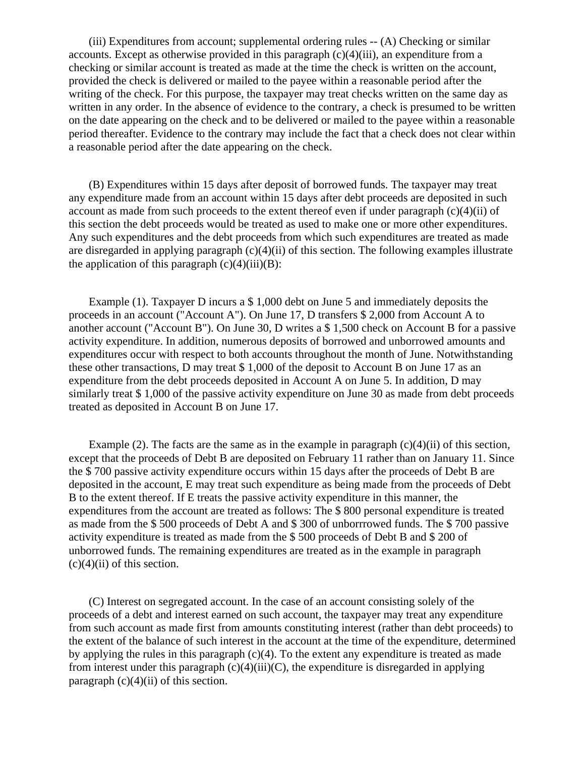(iii) Expenditures from account; supplemental ordering rules -- (A) Checking or similar accounts. Except as otherwise provided in this paragraph (c)(4)(iii), an expenditure from a checking or similar account is treated as made at the time the check is written on the account, provided the check is delivered or mailed to the payee within a reasonable period after the writing of the check. For this purpose, the taxpayer may treat checks written on the same day as written in any order. In the absence of evidence to the contrary, a check is presumed to be written on the date appearing on the check and to be delivered or mailed to the payee within a reasonable period thereafter. Evidence to the contrary may include the fact that a check does not clear within a reasonable period after the date appearing on the check.

(B) Expenditures within 15 days after deposit of borrowed funds. The taxpayer may treat any expenditure made from an account within 15 days after debt proceeds are deposited in such account as made from such proceeds to the extent thereof even if under paragraph (c)(4)(ii) of this section the debt proceeds would be treated as used to make one or more other expenditures. Any such expenditures and the debt proceeds from which such expenditures are treated as made are disregarded in applying paragraph (c)(4)(ii) of this section. The following examples illustrate the application of this paragraph (c)(4)(iii)(B):

Example (1). Taxpayer D incurs a $ 1,000 debt on June 5 and immediately deposits the proceeds in an account ("Account A"). On June 17, D transfers $ 2,000 from Account A to another account ("Account B"). On June 30, D writes a $ 1,500 check on Account B for a passive activity expenditure. In addition, numerous deposits of borrowed and unborrowed amounts and expenditures occur with respect to both accounts throughout the month of June. Notwithstanding these other transactions, D may treat $ 1,000 of the deposit to Account B on June 17 as an expenditure from the debt proceeds deposited in Account A on June 5. In addition, D may similarly treat $ 1,000 of the passive activity expenditure on June 30 as made from debt proceeds treated as deposited in Account B on June 17.

Example (2). The facts are the same as in the example in paragraph (c)(4)(ii) of this section, except that the proceeds of Debt B are deposited on February 11 rather than on January 11. Since the $ 700 passive activity expenditure occurs within 15 days after the proceeds of Debt B are deposited in the account, E may treat such expenditure as being made from the proceeds of Debt B to the extent thereof. If E treats the passive activity expenditure in this manner, the expenditures from the account are treated as follows: The $ 800 personal expenditure is treated as made from the $ 500 proceeds of Debt A and $ 300 of unborrrowed funds. The $ 700 passive activity expenditure is treated as made from the $ 500 proceeds of Debt B and $ 200 of unborrowed funds. The remaining expenditures are treated as in the example in paragraph (c)(4)(ii) of this section.

(C) Interest on segregated account. In the case of an account consisting solely of the proceeds of a debt and interest earned on such account, the taxpayer may treat any expenditure from such account as made first from amounts constituting interest (rather than debt proceeds) to the extent of the balance of such interest in the account at the time of the expenditure, determined by applying the rules in this paragraph (c)(4). To the extent any expenditure is treated as made from interest under this paragraph (c)(4)(iii)(C), the expenditure is disregarded in applying paragraph (c)(4)(ii) of this section.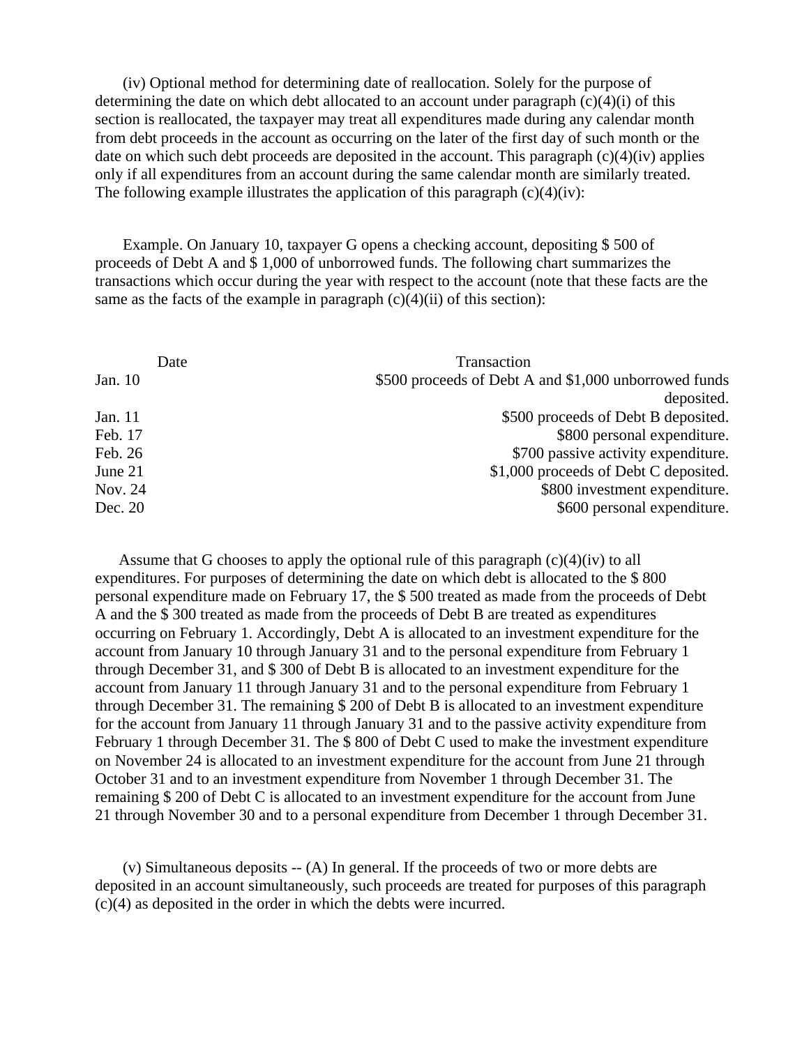(iv) Optional method for determining date of reallocation. Solely for the purpose of determining the date on which debt allocated to an account under paragraph (c)(4)(i) of this section is reallocated, the taxpayer may treat all expenditures made during any calendar month from debt proceeds in the account as occurring on the later of the first day of such month or the date on which such debt proceeds are deposited in the account. This paragraph (c)(4)(iv) applies only if all expenditures from an account during the same calendar month are similarly treated. The following example illustrates the application of this paragraph (c)(4)(iv):

Example. On January 10, taxpayer G opens a checking account, depositing $ 500 of proceeds of Debt A and $ 1,000 of unborrowed funds. The following chart summarizes the transactions which occur during the year with respect to the account (note that these facts are the same as the facts of the example in paragraph (c)(4)(ii) of this section):

| Date | Transaction |
| --- | --- |
| Jan. 10 | $500 proceeds of Debt A and $1,000 unborrowed funds deposited. |
| Jan. 11 | $500 proceeds of Debt B deposited. |
| Feb. 17 | $800 personal expenditure. |
| Feb. 26 | $700 passive activity expenditure. |
| June 21 | $1,000 proceeds of Debt C deposited. |
| Nov. 24 | $800 investment expenditure. |
| Dec. 20 | $600 personal expenditure. |

Assume that G chooses to apply the optional rule of this paragraph (c)(4)(iv) to all expenditures. For purposes of determining the date on which debt is allocated to the $ 800 personal expenditure made on February 17, the $ 500 treated as made from the proceeds of Debt A and the $ 300 treated as made from the proceeds of Debt B are treated as expenditures occurring on February 1. Accordingly, Debt A is allocated to an investment expenditure for the account from January 10 through January 31 and to the personal expenditure from February 1 through December 31, and $ 300 of Debt B is allocated to an investment expenditure for the account from January 11 through January 31 and to the personal expenditure from February 1 through December 31. The remaining $ 200 of Debt B is allocated to an investment expenditure for the account from January 11 through January 31 and to the passive activity expenditure from February 1 through December 31. The $ 800 of Debt C used to make the investment expenditure on November 24 is allocated to an investment expenditure for the account from June 21 through October 31 and to an investment expenditure from November 1 through December 31. The remaining $ 200 of Debt C is allocated to an investment expenditure for the account from June 21 through November 30 and to a personal expenditure from December 1 through December 31.

(v) Simultaneous deposits -- (A) In general. If the proceeds of two or more debts are deposited in an account simultaneously, such proceeds are treated for purposes of this paragraph (c)(4) as deposited in the order in which the debts were incurred.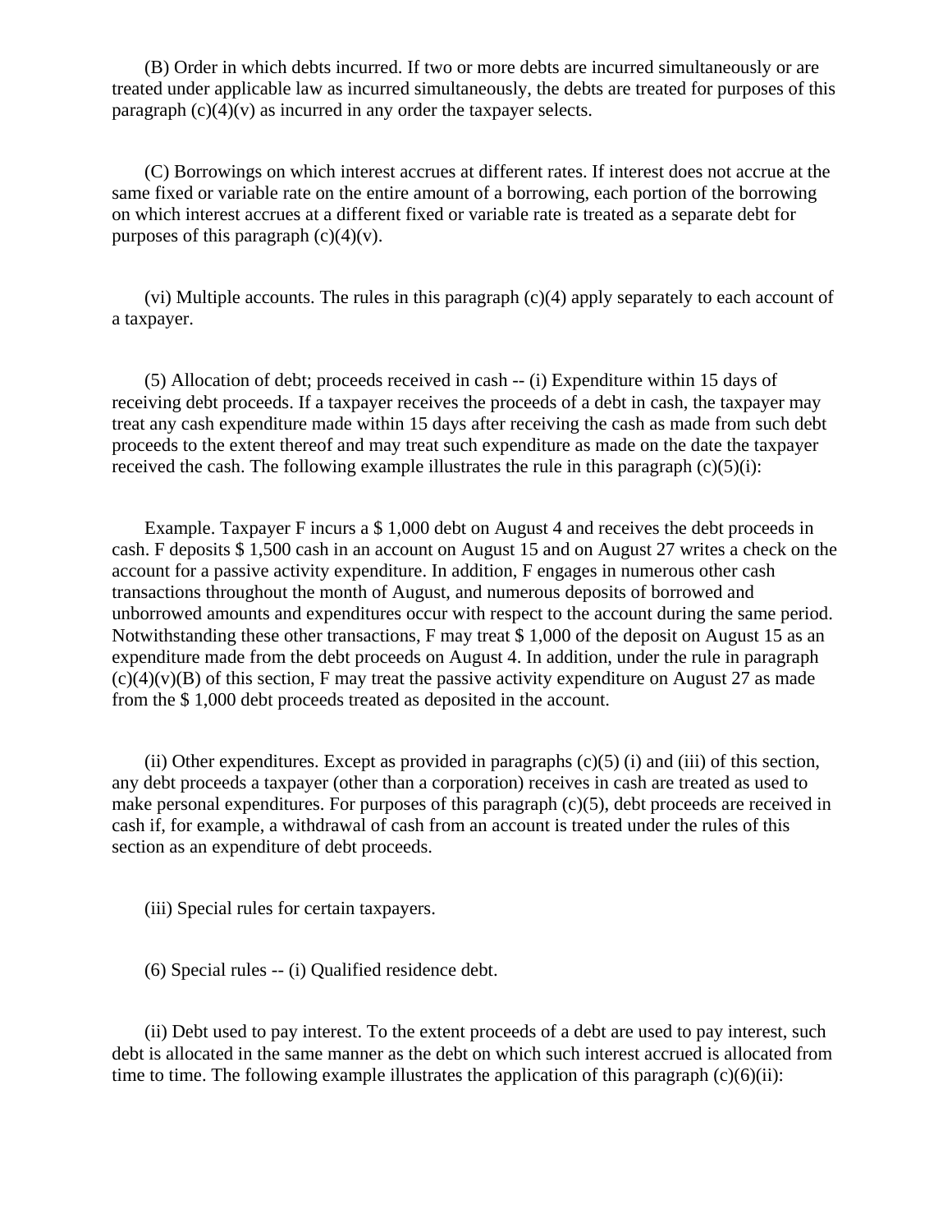(B) Order in which debts incurred. If two or more debts are incurred simultaneously or are treated under applicable law as incurred simultaneously, the debts are treated for purposes of this paragraph (c)(4)(v) as incurred in any order the taxpayer selects.

(C) Borrowings on which interest accrues at different rates. If interest does not accrue at the same fixed or variable rate on the entire amount of a borrowing, each portion of the borrowing on which interest accrues at a different fixed or variable rate is treated as a separate debt for purposes of this paragraph (c)(4)(v).

(vi) Multiple accounts. The rules in this paragraph (c)(4) apply separately to each account of a taxpayer.

(5) Allocation of debt; proceeds received in cash -- (i) Expenditure within 15 days of receiving debt proceeds. If a taxpayer receives the proceeds of a debt in cash, the taxpayer may treat any cash expenditure made within 15 days after receiving the cash as made from such debt proceeds to the extent thereof and may treat such expenditure as made on the date the taxpayer received the cash. The following example illustrates the rule in this paragraph (c)(5)(i):

Example. Taxpayer F incurs a $ 1,000 debt on August 4 and receives the debt proceeds in cash. F deposits $ 1,500 cash in an account on August 15 and on August 27 writes a check on the account for a passive activity expenditure. In addition, F engages in numerous other cash transactions throughout the month of August, and numerous deposits of borrowed and unborrowed amounts and expenditures occur with respect to the account during the same period. Notwithstanding these other transactions, F may treat $ 1,000 of the deposit on August 15 as an expenditure made from the debt proceeds on August 4. In addition, under the rule in paragraph (c)(4)(v)(B) of this section, F may treat the passive activity expenditure on August 27 as made from the $ 1,000 debt proceeds treated as deposited in the account.

(ii) Other expenditures. Except as provided in paragraphs (c)(5) (i) and (iii) of this section, any debt proceeds a taxpayer (other than a corporation) receives in cash are treated as used to make personal expenditures. For purposes of this paragraph (c)(5), debt proceeds are received in cash if, for example, a withdrawal of cash from an account is treated under the rules of this section as an expenditure of debt proceeds.

(iii) Special rules for certain taxpayers.

(6) Special rules -- (i) Qualified residence debt.

(ii) Debt used to pay interest. To the extent proceeds of a debt are used to pay interest, such debt is allocated in the same manner as the debt on which such interest accrued is allocated from time to time. The following example illustrates the application of this paragraph (c)(6)(ii):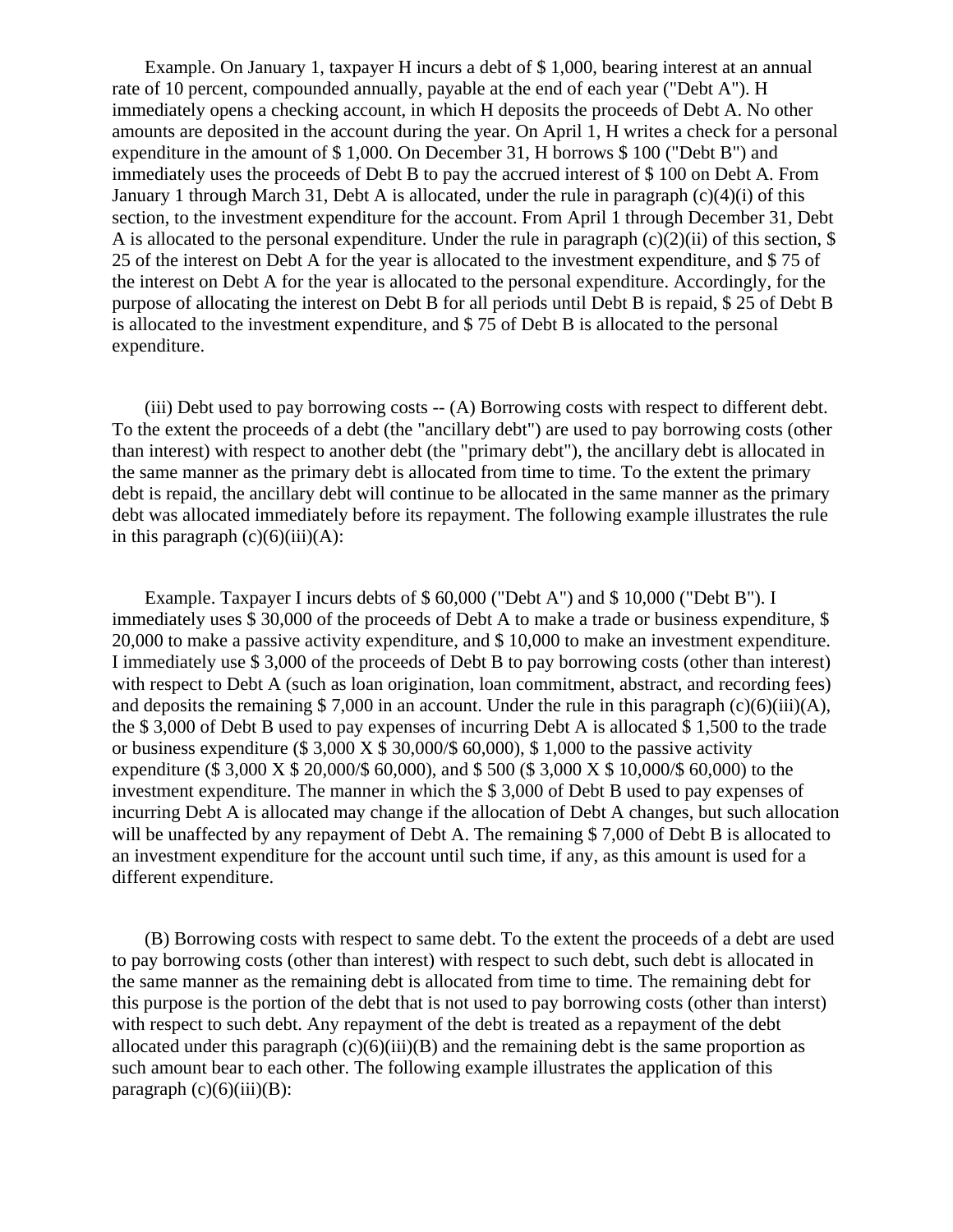Example. On January 1, taxpayer H incurs a debt of $ 1,000, bearing interest at an annual rate of 10 percent, compounded annually, payable at the end of each year ("Debt A"). H immediately opens a checking account, in which H deposits the proceeds of Debt A. No other amounts are deposited in the account during the year. On April 1, H writes a check for a personal expenditure in the amount of $ 1,000. On December 31, H borrows $ 100 ("Debt B") and immediately uses the proceeds of Debt B to pay the accrued interest of $ 100 on Debt A. From January 1 through March 31, Debt A is allocated, under the rule in paragraph (c)(4)(i) of this section, to the investment expenditure for the account. From April 1 through December 31, Debt A is allocated to the personal expenditure. Under the rule in paragraph (c)(2)(ii) of this section, $ 25 of the interest on Debt A for the year is allocated to the investment expenditure, and $ 75 of the interest on Debt A for the year is allocated to the personal expenditure. Accordingly, for the purpose of allocating the interest on Debt B for all periods until Debt B is repaid, $ 25 of Debt B is allocated to the investment expenditure, and $ 75 of Debt B is allocated to the personal expenditure.

(iii) Debt used to pay borrowing costs -- (A) Borrowing costs with respect to different debt. To the extent the proceeds of a debt (the "ancillary debt") are used to pay borrowing costs (other than interest) with respect to another debt (the "primary debt"), the ancillary debt is allocated in the same manner as the primary debt is allocated from time to time. To the extent the primary debt is repaid, the ancillary debt will continue to be allocated in the same manner as the primary debt was allocated immediately before its repayment. The following example illustrates the rule in this paragraph (c)(6)(iii)(A):

Example. Taxpayer I incurs debts of $ 60,000 ("Debt A") and $ 10,000 ("Debt B"). I immediately uses $ 30,000 of the proceeds of Debt A to make a trade or business expenditure, $ 20,000 to make a passive activity expenditure, and $ 10,000 to make an investment expenditure. I immediately use $ 3,000 of the proceeds of Debt B to pay borrowing costs (other than interest) with respect to Debt A (such as loan origination, loan commitment, abstract, and recording fees) and deposits the remaining $ 7,000 in an account. Under the rule in this paragraph (c)(6)(iii)(A), the $ 3,000 of Debt B used to pay expenses of incurring Debt A is allocated $ 1,500 to the trade or business expenditure ($ 3,000 X $ 30,000/$ 60,000), $ 1,000 to the passive activity expenditure ($ 3,000 X $ 20,000/$ 60,000), and $ 500 ($ 3,000 X $ 10,000/$ 60,000) to the investment expenditure. The manner in which the $ 3,000 of Debt B used to pay expenses of incurring Debt A is allocated may change if the allocation of Debt A changes, but such allocation will be unaffected by any repayment of Debt A. The remaining $ 7,000 of Debt B is allocated to an investment expenditure for the account until such time, if any, as this amount is used for a different expenditure.

(B) Borrowing costs with respect to same debt. To the extent the proceeds of a debt are used to pay borrowing costs (other than interest) with respect to such debt, such debt is allocated in the same manner as the remaining debt is allocated from time to time. The remaining debt for this purpose is the portion of the debt that is not used to pay borrowing costs (other than interst) with respect to such debt. Any repayment of the debt is treated as a repayment of the debt allocated under this paragraph (c)(6)(iii)(B) and the remaining debt is the same proportion as such amount bear to each other. The following example illustrates the application of this paragraph (c)(6)(iii)(B):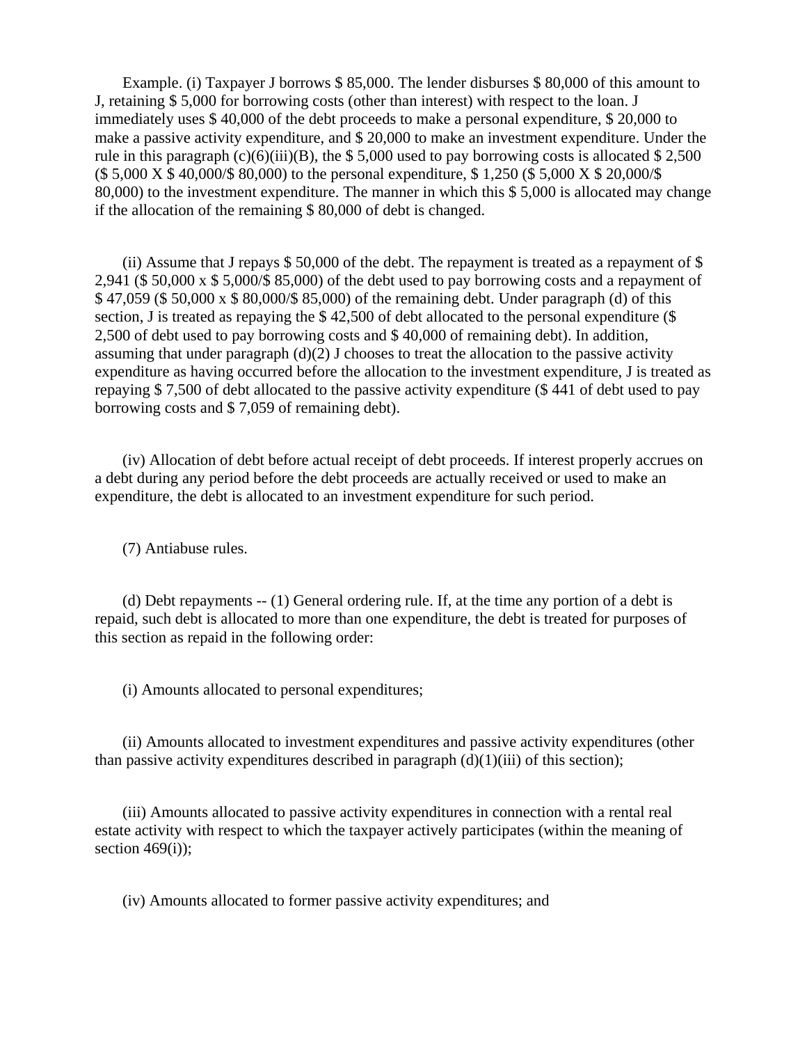Example. (i) Taxpayer J borrows $ 85,000. The lender disburses $ 80,000 of this amount to J, retaining $ 5,000 for borrowing costs (other than interest) with respect to the loan. J immediately uses $ 40,000 of the debt proceeds to make a personal expenditure, $ 20,000 to make a passive activity expenditure, and $ 20,000 to make an investment expenditure. Under the rule in this paragraph (c)(6)(iii)(B), the $ 5,000 used to pay borrowing costs is allocated $ 2,500 ($ 5,000 X $ 40,000/$ 80,000) to the personal expenditure, $ 1,250 ($ 5,000 X $ 20,000/$ 80,000) to the investment expenditure. The manner in which this $ 5,000 is allocated may change if the allocation of the remaining $ 80,000 of debt is changed.

(ii) Assume that J repays $ 50,000 of the debt. The repayment is treated as a repayment of $ 2,941 ($ 50,000 x $ 5,000/$ 85,000) of the debt used to pay borrowing costs and a repayment of $ 47,059 ($ 50,000 x $ 80,000/$ 85,000) of the remaining debt. Under paragraph (d) of this section, J is treated as repaying the $ 42,500 of debt allocated to the personal expenditure ($ 2,500 of debt used to pay borrowing costs and $ 40,000 of remaining debt). In addition, assuming that under paragraph (d)(2) J chooses to treat the allocation to the passive activity expenditure as having occurred before the allocation to the investment expenditure, J is treated as repaying $ 7,500 of debt allocated to the passive activity expenditure ($ 441 of debt used to pay borrowing costs and $ 7,059 of remaining debt).

(iv) Allocation of debt before actual receipt of debt proceeds. If interest properly accrues on a debt during any period before the debt proceeds are actually received or used to make an expenditure, the debt is allocated to an investment expenditure for such period.

(7) Antiabuse rules.

(d) Debt repayments -- (1) General ordering rule. If, at the time any portion of a debt is repaid, such debt is allocated to more than one expenditure, the debt is treated for purposes of this section as repaid in the following order:

(i) Amounts allocated to personal expenditures;

(ii) Amounts allocated to investment expenditures and passive activity expenditures (other than passive activity expenditures described in paragraph (d)(1)(iii) of this section);

(iii) Amounts allocated to passive activity expenditures in connection with a rental real estate activity with respect to which the taxpayer actively participates (within the meaning of section 469(i));

(iv) Amounts allocated to former passive activity expenditures; and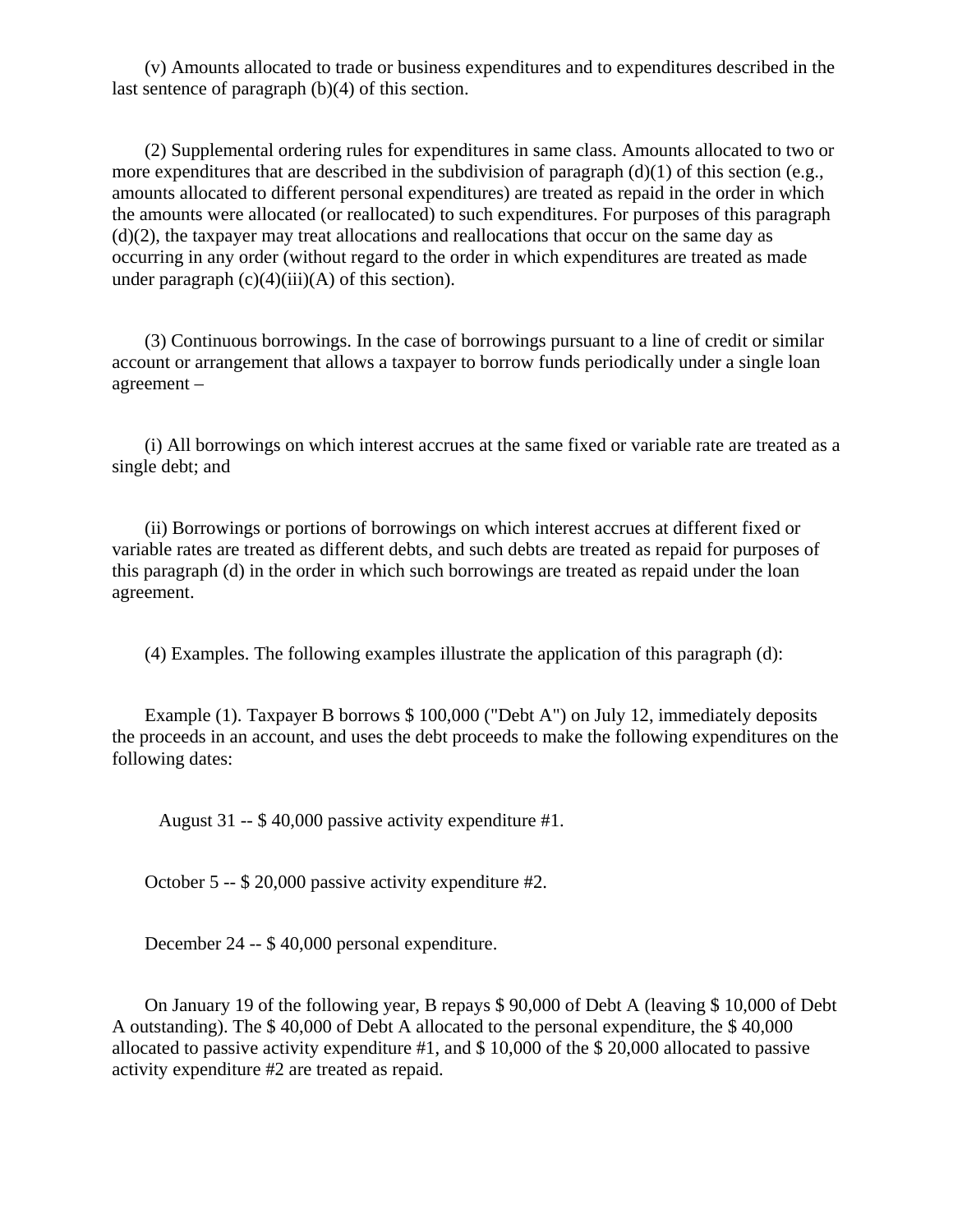(v) Amounts allocated to trade or business expenditures and to expenditures described in the last sentence of paragraph (b)(4) of this section.

(2) Supplemental ordering rules for expenditures in same class. Amounts allocated to two or more expenditures that are described in the subdivision of paragraph (d)(1) of this section (e.g., amounts allocated to different personal expenditures) are treated as repaid in the order in which the amounts were allocated (or reallocated) to such expenditures. For purposes of this paragraph (d)(2), the taxpayer may treat allocations and reallocations that occur on the same day as occurring in any order (without regard to the order in which expenditures are treated as made under paragraph (c)(4)(iii)(A) of this section).

(3) Continuous borrowings. In the case of borrowings pursuant to a line of credit or similar account or arrangement that allows a taxpayer to borrow funds periodically under a single loan agreement –

(i) All borrowings on which interest accrues at the same fixed or variable rate are treated as a single debt; and

(ii) Borrowings or portions of borrowings on which interest accrues at different fixed or variable rates are treated as different debts, and such debts are treated as repaid for purposes of this paragraph (d) in the order in which such borrowings are treated as repaid under the loan agreement.

(4) Examples. The following examples illustrate the application of this paragraph (d):

Example (1). Taxpayer B borrows $ 100,000 ("Debt A") on July 12, immediately deposits the proceeds in an account, and uses the debt proceeds to make the following expenditures on the following dates:

August 31 -- $ 40,000 passive activity expenditure #1.

October 5 -- $ 20,000 passive activity expenditure #2.

December 24 -- $ 40,000 personal expenditure.

On January 19 of the following year, B repays $ 90,000 of Debt A (leaving $ 10,000 of Debt A outstanding). The $ 40,000 of Debt A allocated to the personal expenditure, the $ 40,000 allocated to passive activity expenditure #1, and $ 10,000 of the $ 20,000 allocated to passive activity expenditure #2 are treated as repaid.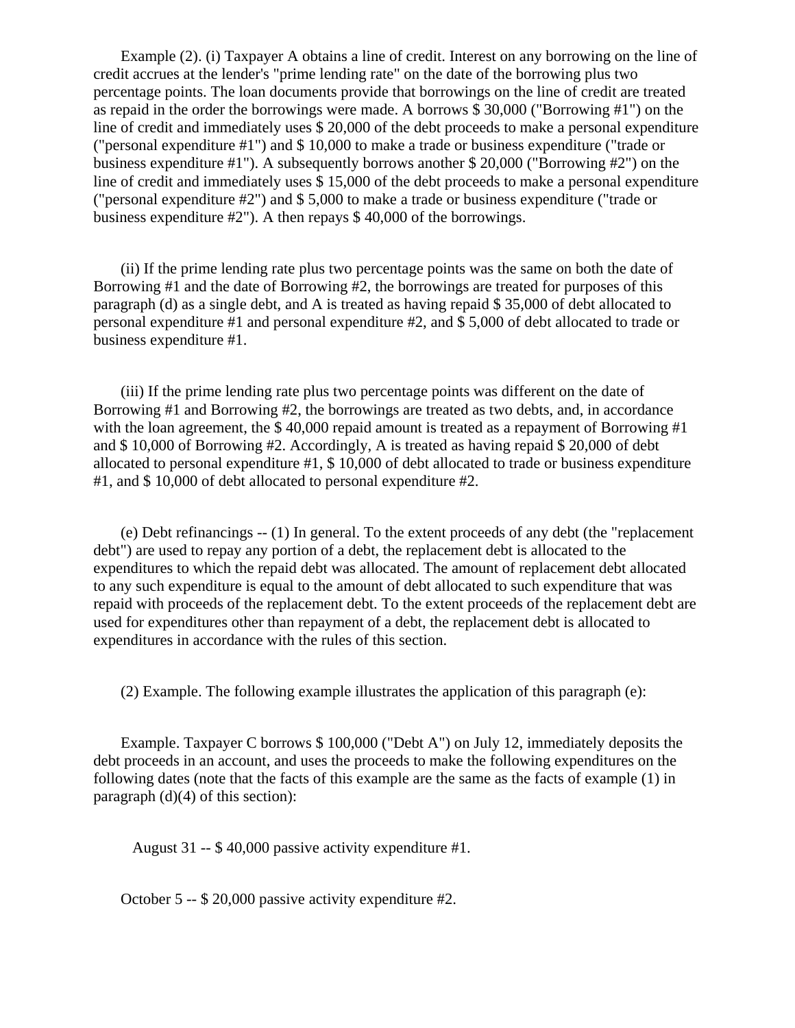Example (2). (i) Taxpayer A obtains a line of credit. Interest on any borrowing on the line of credit accrues at the lender's "prime lending rate" on the date of the borrowing plus two percentage points. The loan documents provide that borrowings on the line of credit are treated as repaid in the order the borrowings were made. A borrows $ 30,000 ("Borrowing #1") on the line of credit and immediately uses $ 20,000 of the debt proceeds to make a personal expenditure ("personal expenditure #1") and $ 10,000 to make a trade or business expenditure ("trade or business expenditure #1"). A subsequently borrows another $ 20,000 ("Borrowing #2") on the line of credit and immediately uses $ 15,000 of the debt proceeds to make a personal expenditure ("personal expenditure #2") and $ 5,000 to make a trade or business expenditure ("trade or business expenditure #2"). A then repays $ 40,000 of the borrowings.

(ii) If the prime lending rate plus two percentage points was the same on both the date of Borrowing #1 and the date of Borrowing #2, the borrowings are treated for purposes of this paragraph (d) as a single debt, and A is treated as having repaid $ 35,000 of debt allocated to personal expenditure #1 and personal expenditure #2, and $ 5,000 of debt allocated to trade or business expenditure #1.

(iii) If the prime lending rate plus two percentage points was different on the date of Borrowing #1 and Borrowing #2, the borrowings are treated as two debts, and, in accordance with the loan agreement, the $ 40,000 repaid amount is treated as a repayment of Borrowing #1 and $ 10,000 of Borrowing #2. Accordingly, A is treated as having repaid $ 20,000 of debt allocated to personal expenditure #1, $ 10,000 of debt allocated to trade or business expenditure #1, and $ 10,000 of debt allocated to personal expenditure #2.

(e) Debt refinancings -- (1) In general. To the extent proceeds of any debt (the "replacement debt") are used to repay any portion of a debt, the replacement debt is allocated to the expenditures to which the repaid debt was allocated. The amount of replacement debt allocated to any such expenditure is equal to the amount of debt allocated to such expenditure that was repaid with proceeds of the replacement debt. To the extent proceeds of the replacement debt are used for expenditures other than repayment of a debt, the replacement debt is allocated to expenditures in accordance with the rules of this section.

(2) Example. The following example illustrates the application of this paragraph (e):

Example. Taxpayer C borrows $ 100,000 ("Debt A") on July 12, immediately deposits the debt proceeds in an account, and uses the proceeds to make the following expenditures on the following dates (note that the facts of this example are the same as the facts of example (1) in paragraph (d)(4) of this section):

August 31 -- $ 40,000 passive activity expenditure #1.

October 5 -- $ 20,000 passive activity expenditure #2.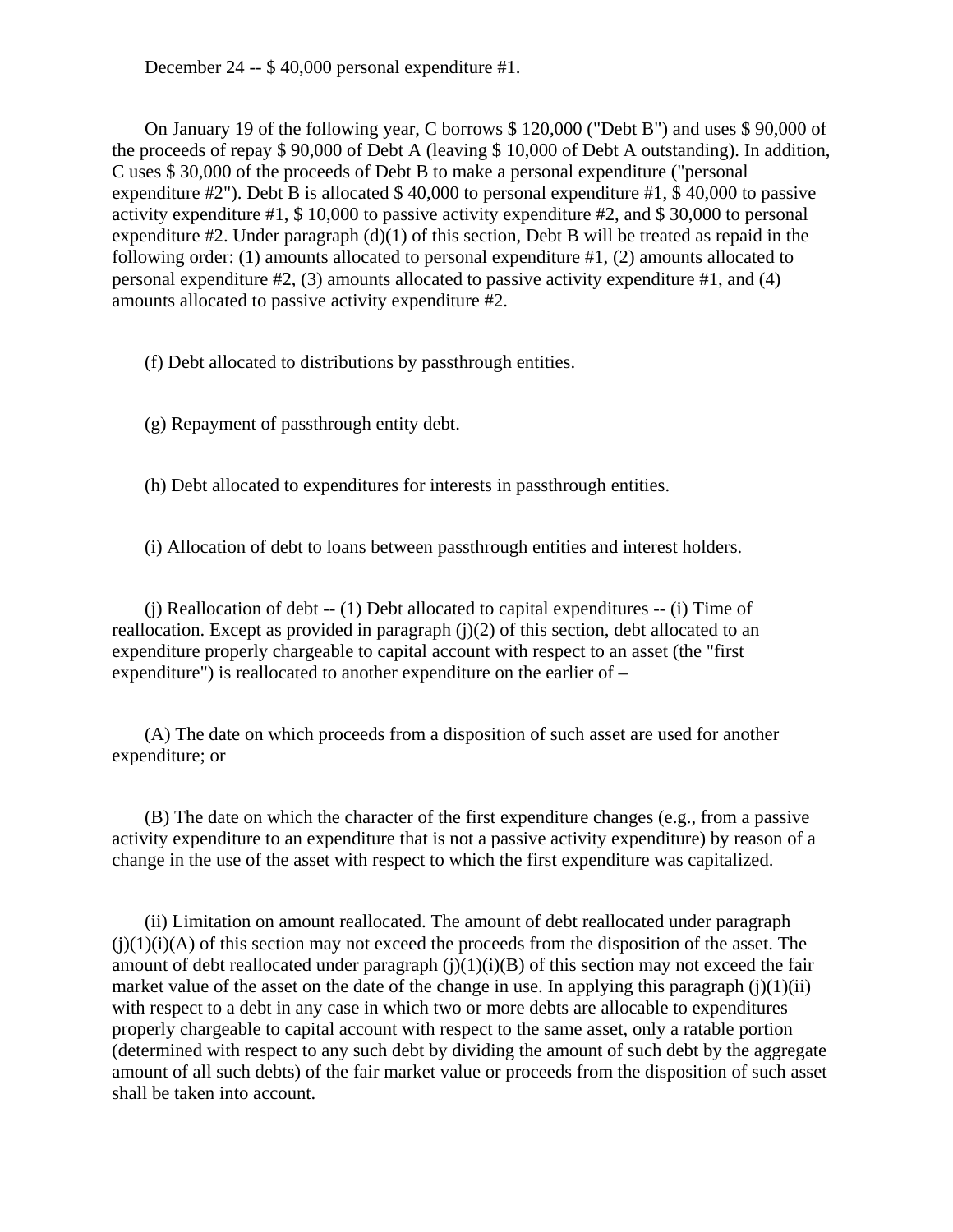December 24 -- $ 40,000 personal expenditure #1.

On January 19 of the following year, C borrows $ 120,000 ("Debt B") and uses $ 90,000 of the proceeds of repay $ 90,000 of Debt A (leaving $ 10,000 of Debt A outstanding). In addition, C uses $ 30,000 of the proceeds of Debt B to make a personal expenditure ("personal expenditure #2"). Debt B is allocated $ 40,000 to personal expenditure #1, $ 40,000 to passive activity expenditure #1, $ 10,000 to passive activity expenditure #2, and $ 30,000 to personal expenditure #2. Under paragraph (d)(1) of this section, Debt B will be treated as repaid in the following order: (1) amounts allocated to personal expenditure #1, (2) amounts allocated to personal expenditure #2, (3) amounts allocated to passive activity expenditure #1, and (4) amounts allocated to passive activity expenditure #2.

(f) Debt allocated to distributions by passthrough entities.

(g) Repayment of passthrough entity debt.

(h) Debt allocated to expenditures for interests in passthrough entities.

(i) Allocation of debt to loans between passthrough entities and interest holders.

(j) Reallocation of debt -- (1) Debt allocated to capital expenditures -- (i) Time of reallocation. Except as provided in paragraph (j)(2) of this section, debt allocated to an expenditure properly chargeable to capital account with respect to an asset (the "first expenditure") is reallocated to another expenditure on the earlier of –

(A) The date on which proceeds from a disposition of such asset are used for another expenditure; or

(B) The date on which the character of the first expenditure changes (e.g., from a passive activity expenditure to an expenditure that is not a passive activity expenditure) by reason of a change in the use of the asset with respect to which the first expenditure was capitalized.

(ii) Limitation on amount reallocated. The amount of debt reallocated under paragraph (j)(1)(i)(A) of this section may not exceed the proceeds from the disposition of the asset. The amount of debt reallocated under paragraph (j)(1)(i)(B) of this section may not exceed the fair market value of the asset on the date of the change in use. In applying this paragraph (j)(1)(ii) with respect to a debt in any case in which two or more debts are allocable to expenditures properly chargeable to capital account with respect to the same asset, only a ratable portion (determined with respect to any such debt by dividing the amount of such debt by the aggregate amount of all such debts) of the fair market value or proceeds from the disposition of such asset shall be taken into account.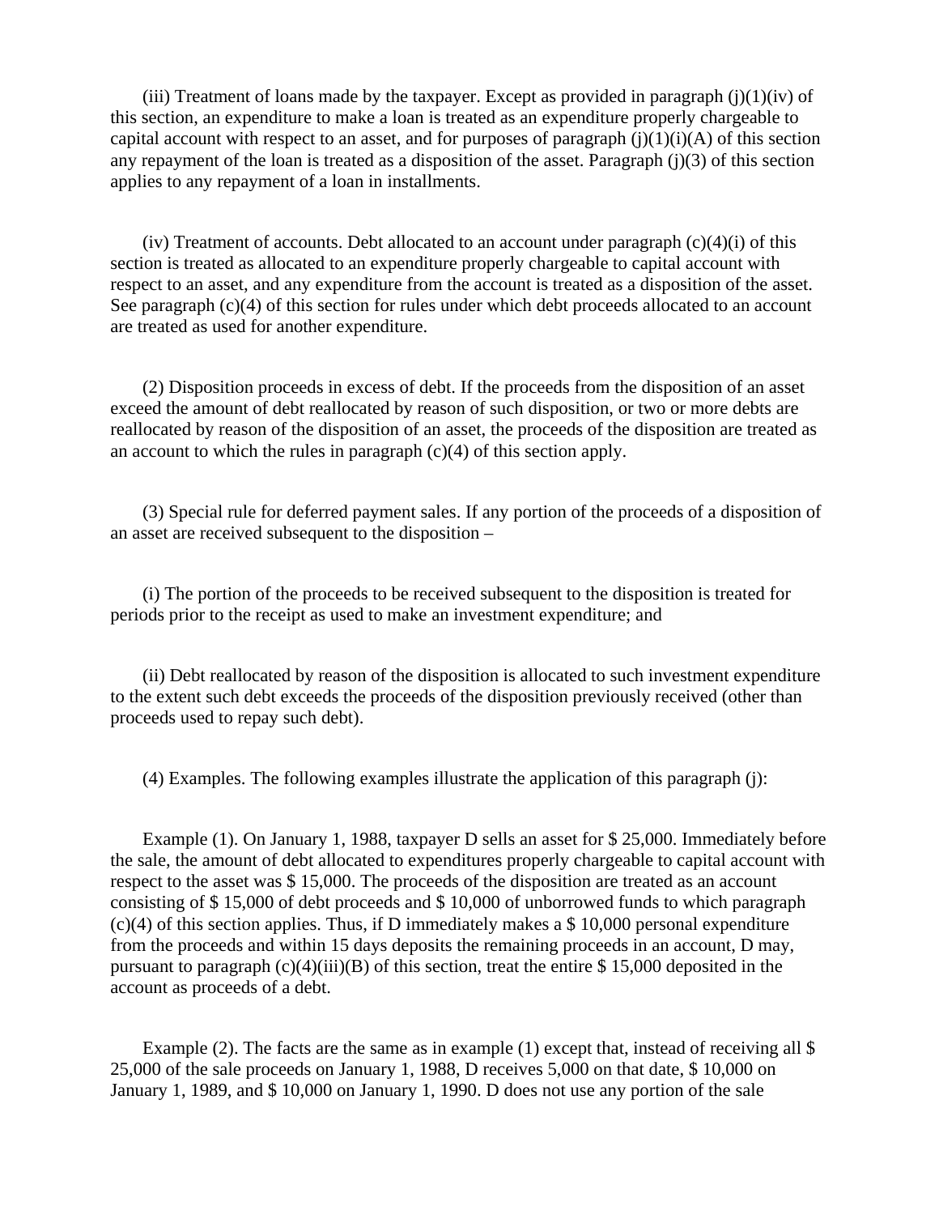(iii) Treatment of loans made by the taxpayer. Except as provided in paragraph (j)(1)(iv) of this section, an expenditure to make a loan is treated as an expenditure properly chargeable to capital account with respect to an asset, and for purposes of paragraph (j)(1)(i)(A) of this section any repayment of the loan is treated as a disposition of the asset. Paragraph (j)(3) of this section applies to any repayment of a loan in installments.

(iv) Treatment of accounts. Debt allocated to an account under paragraph (c)(4)(i) of this section is treated as allocated to an expenditure properly chargeable to capital account with respect to an asset, and any expenditure from the account is treated as a disposition of the asset. See paragraph (c)(4) of this section for rules under which debt proceeds allocated to an account are treated as used for another expenditure.

(2) Disposition proceeds in excess of debt. If the proceeds from the disposition of an asset exceed the amount of debt reallocated by reason of such disposition, or two or more debts are reallocated by reason of the disposition of an asset, the proceeds of the disposition are treated as an account to which the rules in paragraph (c)(4) of this section apply.

(3) Special rule for deferred payment sales. If any portion of the proceeds of a disposition of an asset are received subsequent to the disposition –

(i) The portion of the proceeds to be received subsequent to the disposition is treated for periods prior to the receipt as used to make an investment expenditure; and

(ii) Debt reallocated by reason of the disposition is allocated to such investment expenditure to the extent such debt exceeds the proceeds of the disposition previously received (other than proceeds used to repay such debt).

(4) Examples. The following examples illustrate the application of this paragraph (j):

Example (1). On January 1, 1988, taxpayer D sells an asset for $ 25,000. Immediately before the sale, the amount of debt allocated to expenditures properly chargeable to capital account with respect to the asset was $ 15,000. The proceeds of the disposition are treated as an account consisting of $ 15,000 of debt proceeds and $ 10,000 of unborrowed funds to which paragraph (c)(4) of this section applies. Thus, if D immediately makes a $ 10,000 personal expenditure from the proceeds and within 15 days deposits the remaining proceeds in an account, D may, pursuant to paragraph (c)(4)(iii)(B) of this section, treat the entire $ 15,000 deposited in the account as proceeds of a debt.

Example (2). The facts are the same as in example (1) except that, instead of receiving all $ 25,000 of the sale proceeds on January 1, 1988, D receives 5,000 on that date, $ 10,000 on January 1, 1989, and $ 10,000 on January 1, 1990. D does not use any portion of the sale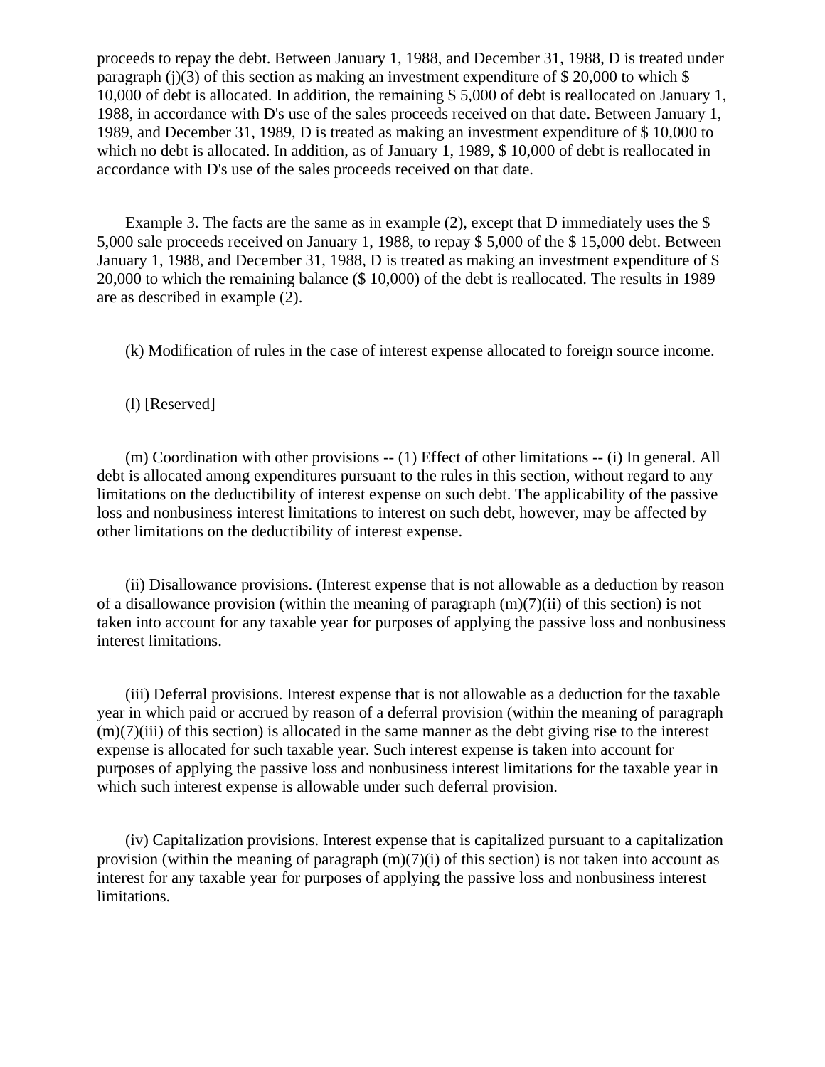proceeds to repay the debt. Between January 1, 1988, and December 31, 1988, D is treated under paragraph (j)(3) of this section as making an investment expenditure of $ 20,000 to which $ 10,000 of debt is allocated. In addition, the remaining $ 5,000 of debt is reallocated on January 1, 1988, in accordance with D's use of the sales proceeds received on that date. Between January 1, 1989, and December 31, 1989, D is treated as making an investment expenditure of $ 10,000 to which no debt is allocated. In addition, as of January 1, 1989, $ 10,000 of debt is reallocated in accordance with D's use of the sales proceeds received on that date.

Example 3. The facts are the same as in example (2), except that D immediately uses the $ 5,000 sale proceeds received on January 1, 1988, to repay $ 5,000 of the $ 15,000 debt. Between January 1, 1988, and December 31, 1988, D is treated as making an investment expenditure of $ 20,000 to which the remaining balance ($ 10,000) of the debt is reallocated. The results in 1989 are as described in example (2).

(k) Modification of rules in the case of interest expense allocated to foreign source income.

(l) [Reserved]

(m) Coordination with other provisions -- (1) Effect of other limitations -- (i) In general. All debt is allocated among expenditures pursuant to the rules in this section, without regard to any limitations on the deductibility of interest expense on such debt. The applicability of the passive loss and nonbusiness interest limitations to interest on such debt, however, may be affected by other limitations on the deductibility of interest expense.

(ii) Disallowance provisions. (Interest expense that is not allowable as a deduction by reason of a disallowance provision (within the meaning of paragraph (m)(7)(ii) of this section) is not taken into account for any taxable year for purposes of applying the passive loss and nonbusiness interest limitations.

(iii) Deferral provisions. Interest expense that is not allowable as a deduction for the taxable year in which paid or accrued by reason of a deferral provision (within the meaning of paragraph (m)(7)(iii) of this section) is allocated in the same manner as the debt giving rise to the interest expense is allocated for such taxable year. Such interest expense is taken into account for purposes of applying the passive loss and nonbusiness interest limitations for the taxable year in which such interest expense is allowable under such deferral provision.

(iv) Capitalization provisions. Interest expense that is capitalized pursuant to a capitalization provision (within the meaning of paragraph (m)(7)(i) of this section) is not taken into account as interest for any taxable year for purposes of applying the passive loss and nonbusiness interest limitations.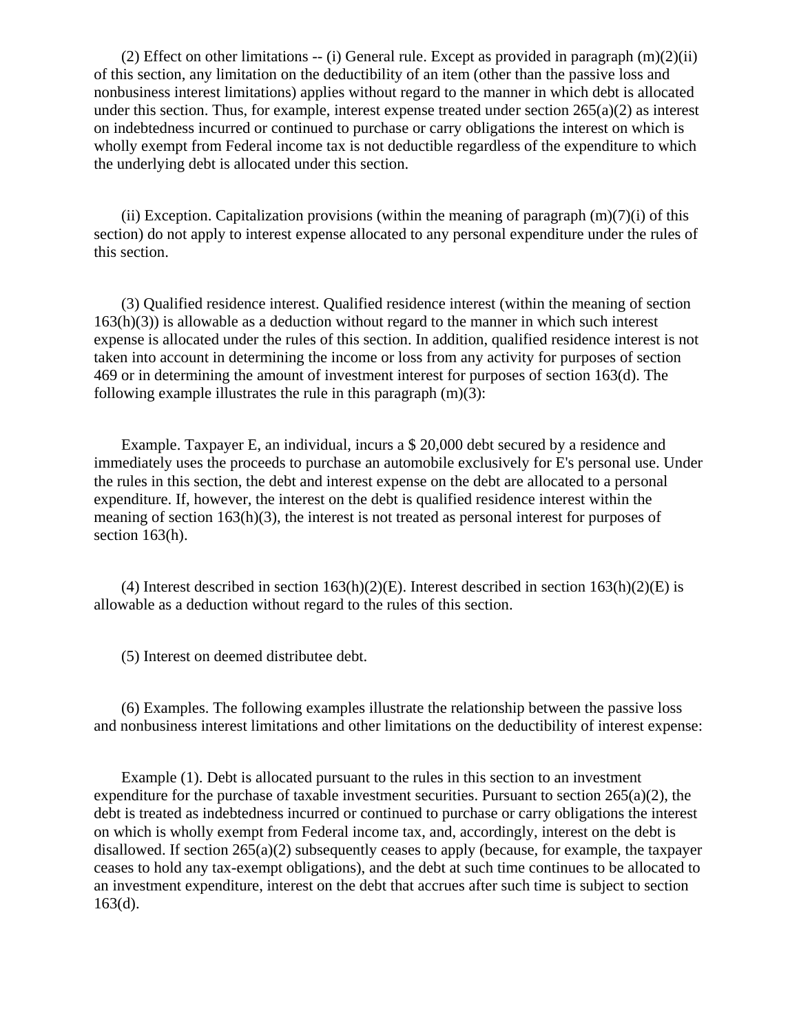(2) Effect on other limitations -- (i) General rule. Except as provided in paragraph (m)(2)(ii) of this section, any limitation on the deductibility of an item (other than the passive loss and nonbusiness interest limitations) applies without regard to the manner in which debt is allocated under this section. Thus, for example, interest expense treated under section 265(a)(2) as interest on indebtedness incurred or continued to purchase or carry obligations the interest on which is wholly exempt from Federal income tax is not deductible regardless of the expenditure to which the underlying debt is allocated under this section.

(ii) Exception. Capitalization provisions (within the meaning of paragraph (m)(7)(i) of this section) do not apply to interest expense allocated to any personal expenditure under the rules of this section.

(3) Qualified residence interest. Qualified residence interest (within the meaning of section 163(h)(3)) is allowable as a deduction without regard to the manner in which such interest expense is allocated under the rules of this section. In addition, qualified residence interest is not taken into account in determining the income or loss from any activity for purposes of section 469 or in determining the amount of investment interest for purposes of section 163(d). The following example illustrates the rule in this paragraph (m)(3):

Example. Taxpayer E, an individual, incurs a $ 20,000 debt secured by a residence and immediately uses the proceeds to purchase an automobile exclusively for E's personal use. Under the rules in this section, the debt and interest expense on the debt are allocated to a personal expenditure. If, however, the interest on the debt is qualified residence interest within the meaning of section 163(h)(3), the interest is not treated as personal interest for purposes of section 163(h).

(4) Interest described in section 163(h)(2)(E). Interest described in section 163(h)(2)(E) is allowable as a deduction without regard to the rules of this section.

(5) Interest on deemed distributee debt.

(6) Examples. The following examples illustrate the relationship between the passive loss and nonbusiness interest limitations and other limitations on the deductibility of interest expense:

Example (1). Debt is allocated pursuant to the rules in this section to an investment expenditure for the purchase of taxable investment securities. Pursuant to section 265(a)(2), the debt is treated as indebtedness incurred or continued to purchase or carry obligations the interest on which is wholly exempt from Federal income tax, and, accordingly, interest on the debt is disallowed. If section 265(a)(2) subsequently ceases to apply (because, for example, the taxpayer ceases to hold any tax-exempt obligations), and the debt at such time continues to be allocated to an investment expenditure, interest on the debt that accrues after such time is subject to section 163(d).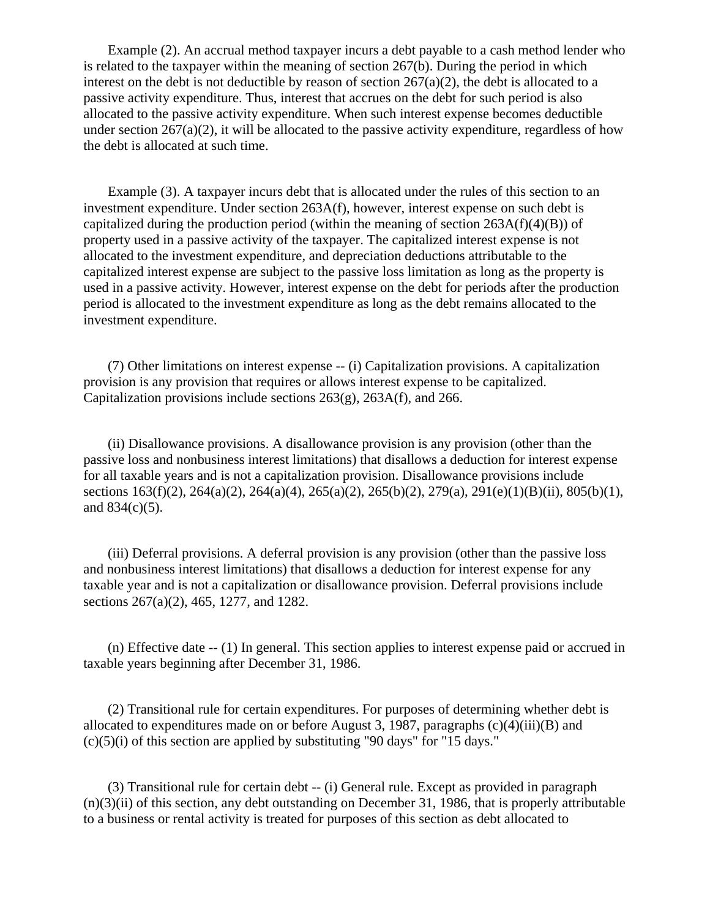Example (2). An accrual method taxpayer incurs a debt payable to a cash method lender who is related to the taxpayer within the meaning of section 267(b). During the period in which interest on the debt is not deductible by reason of section 267(a)(2), the debt is allocated to a passive activity expenditure. Thus, interest that accrues on the debt for such period is also allocated to the passive activity expenditure. When such interest expense becomes deductible under section 267(a)(2), it will be allocated to the passive activity expenditure, regardless of how the debt is allocated at such time.

Example (3). A taxpayer incurs debt that is allocated under the rules of this section to an investment expenditure. Under section 263A(f), however, interest expense on such debt is capitalized during the production period (within the meaning of section 263A(f)(4)(B)) of property used in a passive activity of the taxpayer. The capitalized interest expense is not allocated to the investment expenditure, and depreciation deductions attributable to the capitalized interest expense are subject to the passive loss limitation as long as the property is used in a passive activity. However, interest expense on the debt for periods after the production period is allocated to the investment expenditure as long as the debt remains allocated to the investment expenditure.

(7) Other limitations on interest expense -- (i) Capitalization provisions. A capitalization provision is any provision that requires or allows interest expense to be capitalized. Capitalization provisions include sections 263(g), 263A(f), and 266.

(ii) Disallowance provisions. A disallowance provision is any provision (other than the passive loss and nonbusiness interest limitations) that disallows a deduction for interest expense for all taxable years and is not a capitalization provision. Disallowance provisions include sections 163(f)(2), 264(a)(2), 264(a)(4), 265(a)(2), 265(b)(2), 279(a), 291(e)(1)(B)(ii), 805(b)(1), and 834(c)(5).

(iii) Deferral provisions. A deferral provision is any provision (other than the passive loss and nonbusiness interest limitations) that disallows a deduction for interest expense for any taxable year and is not a capitalization or disallowance provision. Deferral provisions include sections 267(a)(2), 465, 1277, and 1282.

(n) Effective date -- (1) In general. This section applies to interest expense paid or accrued in taxable years beginning after December 31, 1986.

(2) Transitional rule for certain expenditures. For purposes of determining whether debt is allocated to expenditures made on or before August 3, 1987, paragraphs (c)(4)(iii)(B) and (c)(5)(i) of this section are applied by substituting "90 days" for "15 days."

(3) Transitional rule for certain debt -- (i) General rule. Except as provided in paragraph (n)(3)(ii) of this section, any debt outstanding on December 31, 1986, that is properly attributable to a business or rental activity is treated for purposes of this section as debt allocated to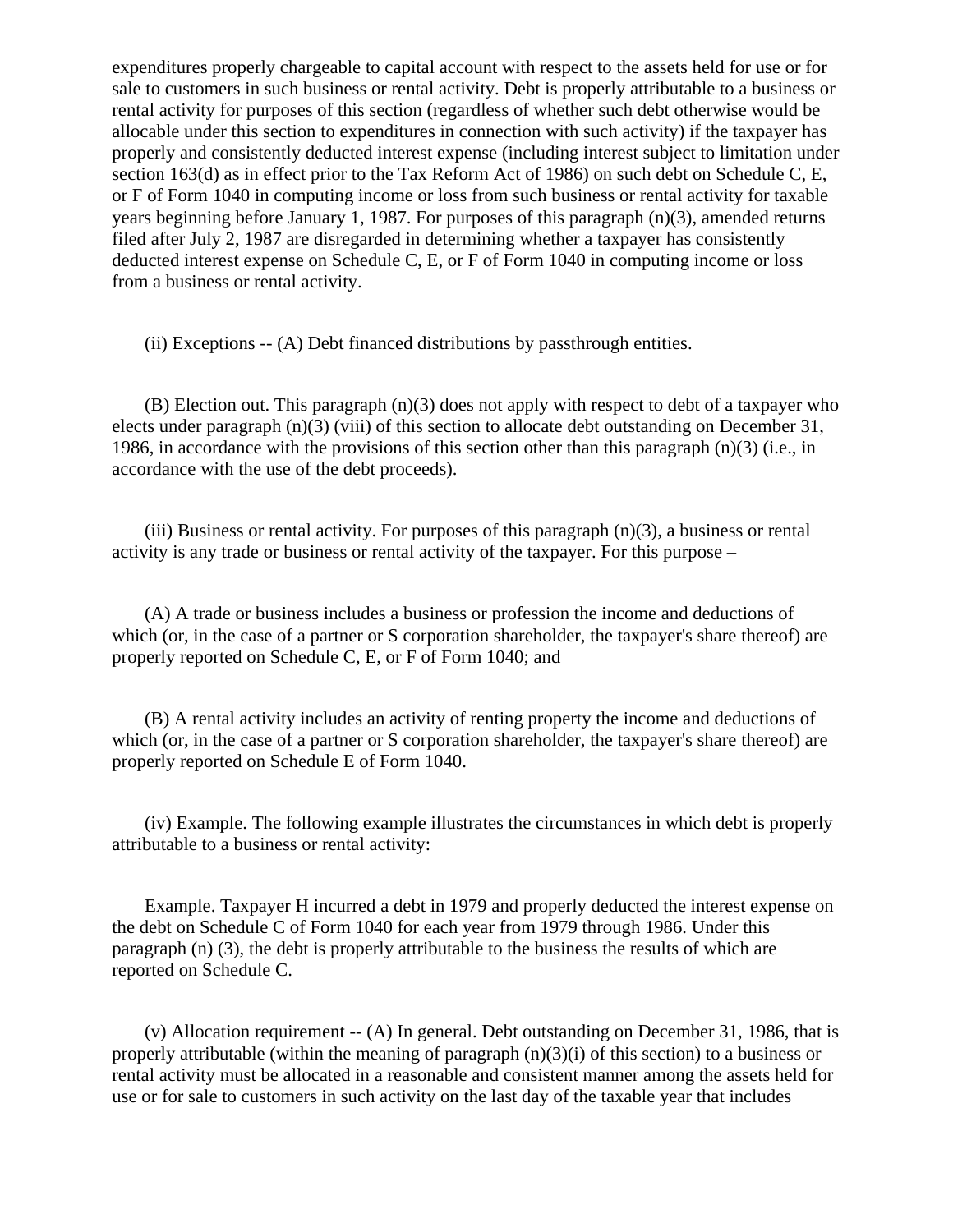expenditures properly chargeable to capital account with respect to the assets held for use or for sale to customers in such business or rental activity. Debt is properly attributable to a business or rental activity for purposes of this section (regardless of whether such debt otherwise would be allocable under this section to expenditures in connection with such activity) if the taxpayer has properly and consistently deducted interest expense (including interest subject to limitation under section 163(d) as in effect prior to the Tax Reform Act of 1986) on such debt on Schedule C, E, or F of Form 1040 in computing income or loss from such business or rental activity for taxable years beginning before January 1, 1987. For purposes of this paragraph (n)(3), amended returns filed after July 2, 1987 are disregarded in determining whether a taxpayer has consistently deducted interest expense on Schedule C, E, or F of Form 1040 in computing income or loss from a business or rental activity.

(ii) Exceptions -- (A) Debt financed distributions by passthrough entities.

(B) Election out. This paragraph (n)(3) does not apply with respect to debt of a taxpayer who elects under paragraph (n)(3) (viii) of this section to allocate debt outstanding on December 31, 1986, in accordance with the provisions of this section other than this paragraph (n)(3) (i.e., in accordance with the use of the debt proceeds).

(iii) Business or rental activity. For purposes of this paragraph (n)(3), a business or rental activity is any trade or business or rental activity of the taxpayer. For this purpose –

(A) A trade or business includes a business or profession the income and deductions of which (or, in the case of a partner or S corporation shareholder, the taxpayer's share thereof) are properly reported on Schedule C, E, or F of Form 1040; and

(B) A rental activity includes an activity of renting property the income and deductions of which (or, in the case of a partner or S corporation shareholder, the taxpayer's share thereof) are properly reported on Schedule E of Form 1040.

(iv) Example. The following example illustrates the circumstances in which debt is properly attributable to a business or rental activity:

Example. Taxpayer H incurred a debt in 1979 and properly deducted the interest expense on the debt on Schedule C of Form 1040 for each year from 1979 through 1986. Under this paragraph (n) (3), the debt is properly attributable to the business the results of which are reported on Schedule C.

(v) Allocation requirement -- (A) In general. Debt outstanding on December 31, 1986, that is properly attributable (within the meaning of paragraph (n)(3)(i) of this section) to a business or rental activity must be allocated in a reasonable and consistent manner among the assets held for use or for sale to customers in such activity on the last day of the taxable year that includes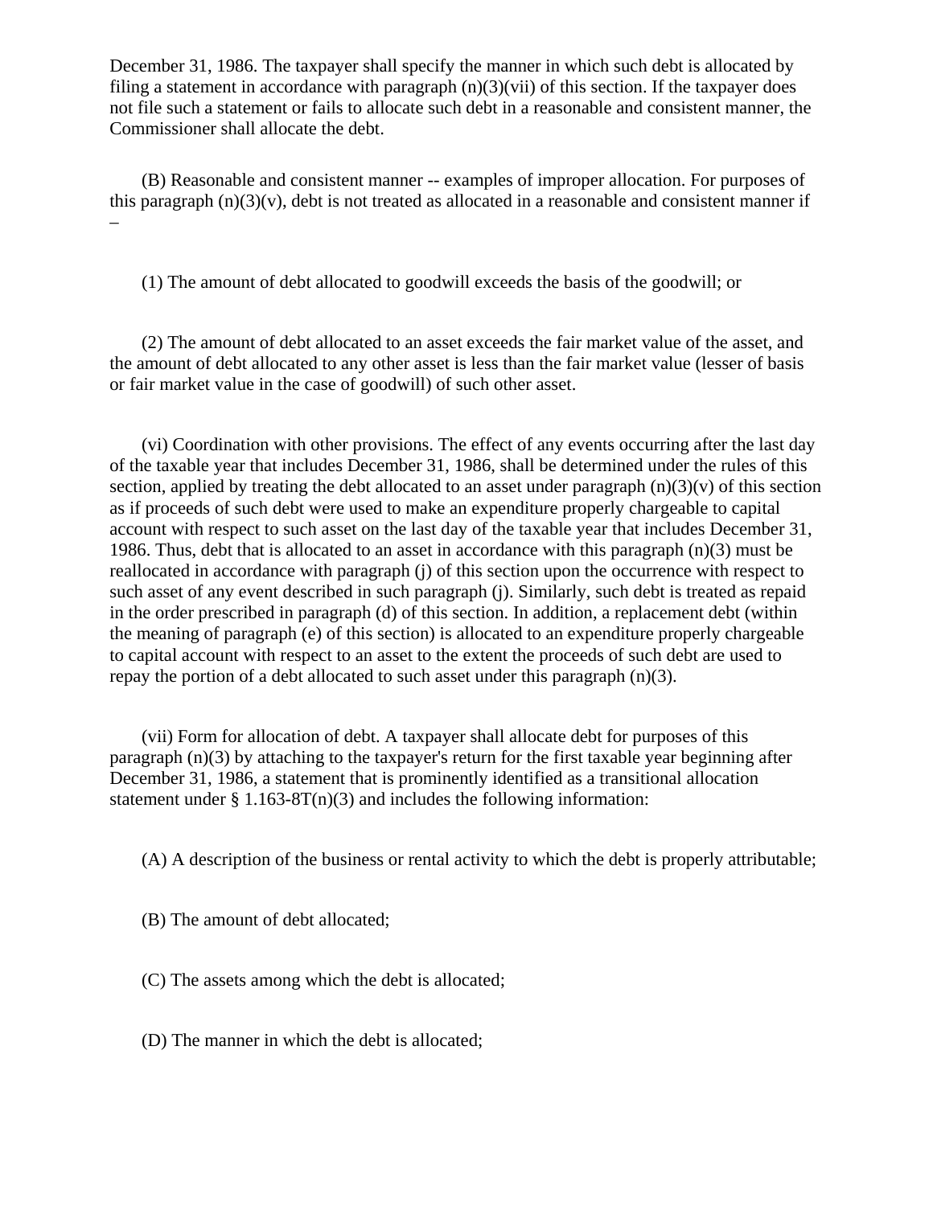December 31, 1986. The taxpayer shall specify the manner in which such debt is allocated by filing a statement in accordance with paragraph (n)(3)(vii) of this section. If the taxpayer does not file such a statement or fails to allocate such debt in a reasonable and consistent manner, the Commissioner shall allocate the debt.

(B) Reasonable and consistent manner -- examples of improper allocation. For purposes of this paragraph (n)(3)(v), debt is not treated as allocated in a reasonable and consistent manner if –

(1) The amount of debt allocated to goodwill exceeds the basis of the goodwill; or

(2) The amount of debt allocated to an asset exceeds the fair market value of the asset, and the amount of debt allocated to any other asset is less than the fair market value (lesser of basis or fair market value in the case of goodwill) of such other asset.

(vi) Coordination with other provisions. The effect of any events occurring after the last day of the taxable year that includes December 31, 1986, shall be determined under the rules of this section, applied by treating the debt allocated to an asset under paragraph (n)(3)(v) of this section as if proceeds of such debt were used to make an expenditure properly chargeable to capital account with respect to such asset on the last day of the taxable year that includes December 31, 1986. Thus, debt that is allocated to an asset in accordance with this paragraph (n)(3) must be reallocated in accordance with paragraph (j) of this section upon the occurrence with respect to such asset of any event described in such paragraph (j). Similarly, such debt is treated as repaid in the order prescribed in paragraph (d) of this section. In addition, a replacement debt (within the meaning of paragraph (e) of this section) is allocated to an expenditure properly chargeable to capital account with respect to an asset to the extent the proceeds of such debt are used to repay the portion of a debt allocated to such asset under this paragraph (n)(3).

(vii) Form for allocation of debt. A taxpayer shall allocate debt for purposes of this paragraph (n)(3) by attaching to the taxpayer's return for the first taxable year beginning after December 31, 1986, a statement that is prominently identified as a transitional allocation statement under § 1.163-8T(n)(3) and includes the following information:

(A) A description of the business or rental activity to which the debt is properly attributable;

(B) The amount of debt allocated;

(C) The assets among which the debt is allocated;

(D) The manner in which the debt is allocated;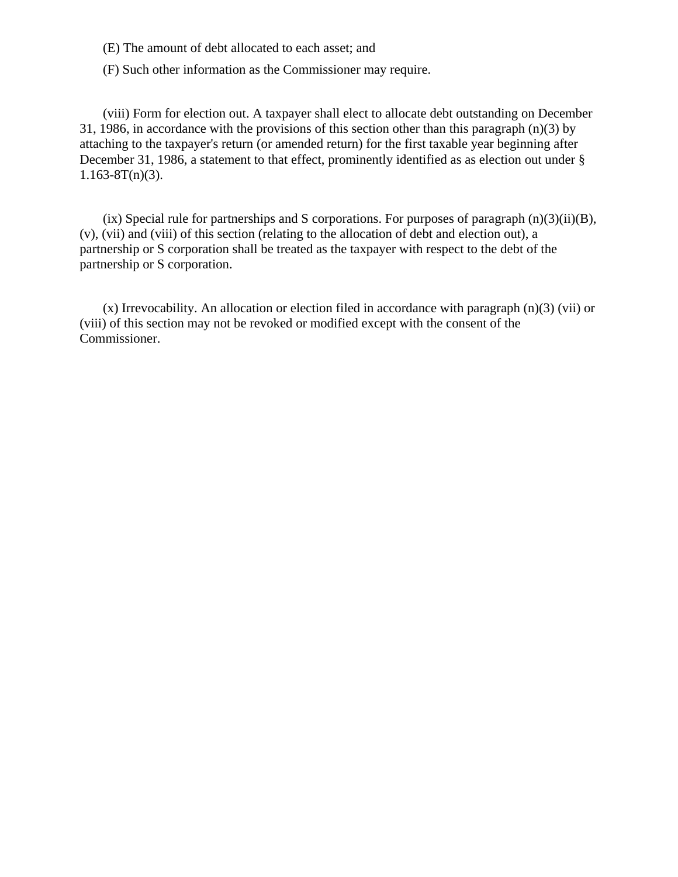(E) The amount of debt allocated to each asset; and

(F) Such other information as the Commissioner may require.

(viii) Form for election out. A taxpayer shall elect to allocate debt outstanding on December 31, 1986, in accordance with the provisions of this section other than this paragraph (n)(3) by attaching to the taxpayer's return (or amended return) for the first taxable year beginning after December 31, 1986, a statement to that effect, prominently identified as as election out under § 1.163-8T(n)(3).

(ix) Special rule for partnerships and S corporations. For purposes of paragraph (n)(3)(ii)(B), (v), (vii) and (viii) of this section (relating to the allocation of debt and election out), a partnership or S corporation shall be treated as the taxpayer with respect to the debt of the partnership or S corporation.

(x) Irrevocability. An allocation or election filed in accordance with paragraph (n)(3) (vii) or (viii) of this section may not be revoked or modified except with the consent of the Commissioner.